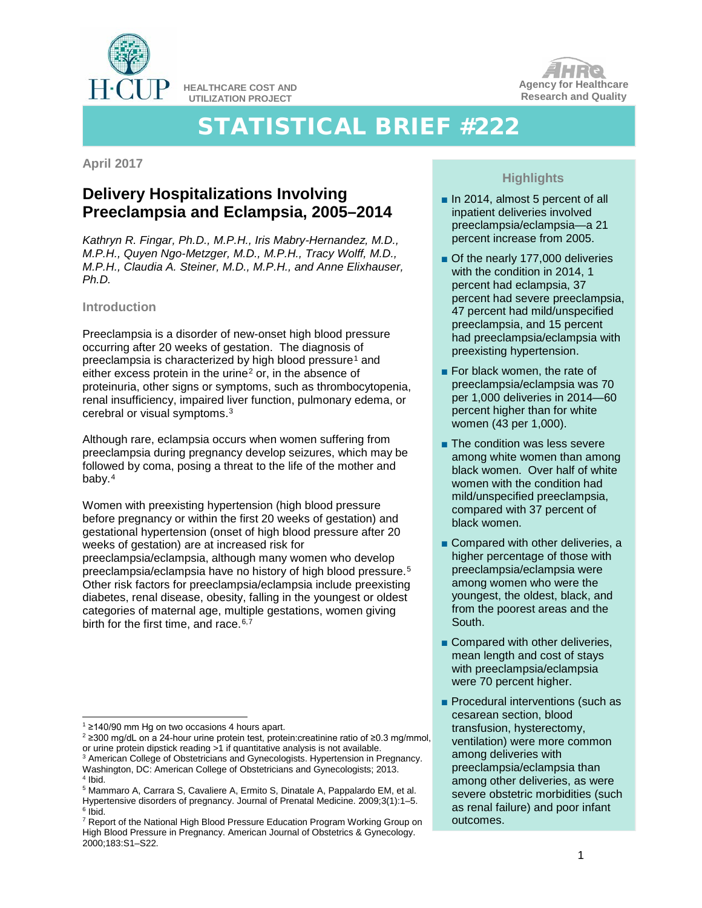HEALTHCARE COST AND UTILIZATION PROJECT

Agency for Healthcare Research and Quality

# STATISTICAL BRIEF #222

April 2017

## Delivery Hospitalizations Involving Preeclampsia and Eclampsia, 2005–2014

*Kathryn R. Fingar, Ph.D., M.P.H., Iris Mabry-Hernandez, M.D., M.P.H., Quyen Ngo-Metzger, M.D., M.P.H., Tracy Wolff, M.D., M.P.H., Claudia A. Steiner, M.D., M.P.H., and Anne Elixhauser, Ph.D.*

### Introduction

Preeclampsia is a disorder of new-onset high blood pressure occurring after 20 weeks of gestation. The diagnosis of preeclampsia is characterized by high blood pressure[1] and either excess protein in the urine[2] or, in the absence of proteinuria, other signs or symptoms, such as thrombocytopenia, renal insufficiency, impaired liver function, pulmonary edema, or cerebral or visual symptoms.[3]

Although rare, eclampsia occurs when women suffering from preeclampsia during pregnancy develop seizures, which may be followed by coma, posing a threat to the life of the mother and baby.[4]

Women with preexisting hypertension (high blood pressure before pregnancy or within the first 20 weeks of gestation) and gestational hypertension (onset of high blood pressure after 20 weeks of gestation) are at increased risk for preeclampsia/eclampsia, although many women who develop preeclampsia/eclampsia have no history of high blood pressure.[5] Other risk factors for preeclampsia/eclampsia include preexisting diabetes, renal disease, obesity, falling in the youngest or oldest categories of maternal age, multiple gestations, women giving birth for the first time, and race.[6,7]

### Highlights

- In 2014, almost 5 percent of all inpatient deliveries involved preeclampsia/eclampsia—a 21 percent increase from 2005.
- Of the nearly 177,000 deliveries with the condition in 2014, 1 percent had eclampsia, 37 percent had severe preeclampsia, 47 percent had mild/unspecified preeclampsia, and 15 percent had preeclampsia/eclampsia with preexisting hypertension.
- For black women, the rate of preeclampsia/eclampsia was 70 per 1,000 deliveries in 2014—60 percent higher than for white women (43 per 1,000).
- The condition was less severe among white women than among black women. Over half of white women with the condition had mild/unspecified preeclampsia, compared with 37 percent of black women.
- Compared with other deliveries, a higher percentage of those with preeclampsia/eclampsia were among women who were the youngest, the oldest, black, and from the poorest areas and the South.
- Compared with other deliveries, mean length and cost of stays with preeclampsia/eclampsia were 70 percent higher.
- Procedural interventions (such as cesarean section, blood transfusion, hysterectomy, ventilation) were more common among deliveries with preeclampsia/eclampsia than among other deliveries, as were severe obstetric morbidities (such as renal failure) and poor infant outcomes.

---

[1] ≥140/90 mm Hg on two occasions 4 hours apart.

[2] ≥300 mg/dL on a 24-hour urine protein test, protein:creatinine ratio of ≥0.3 mg/mmol, or urine protein dipstick reading >1 if quantitative analysis is not available.

[3] American College of Obstetricians and Gynecologists. Hypertension in Pregnancy. Washington, DC: American College of Obstetricians and Gynecologists; 2013.

[4] Ibid.

[5] Mammaro A, Carrara S, Cavaliere A, Ermito S, Dinatale A, Pappalardo EM, et al. Hypertensive disorders of pregnancy. Journal of Prenatal Medicine. 2009;3(1):1–5.

[6] Ibid.

[7] Report of the National High Blood Pressure Education Program Working Group on High Blood Pressure in Pregnancy. American Journal of Obstetrics & Gynecology. 2000;183:S1–S22.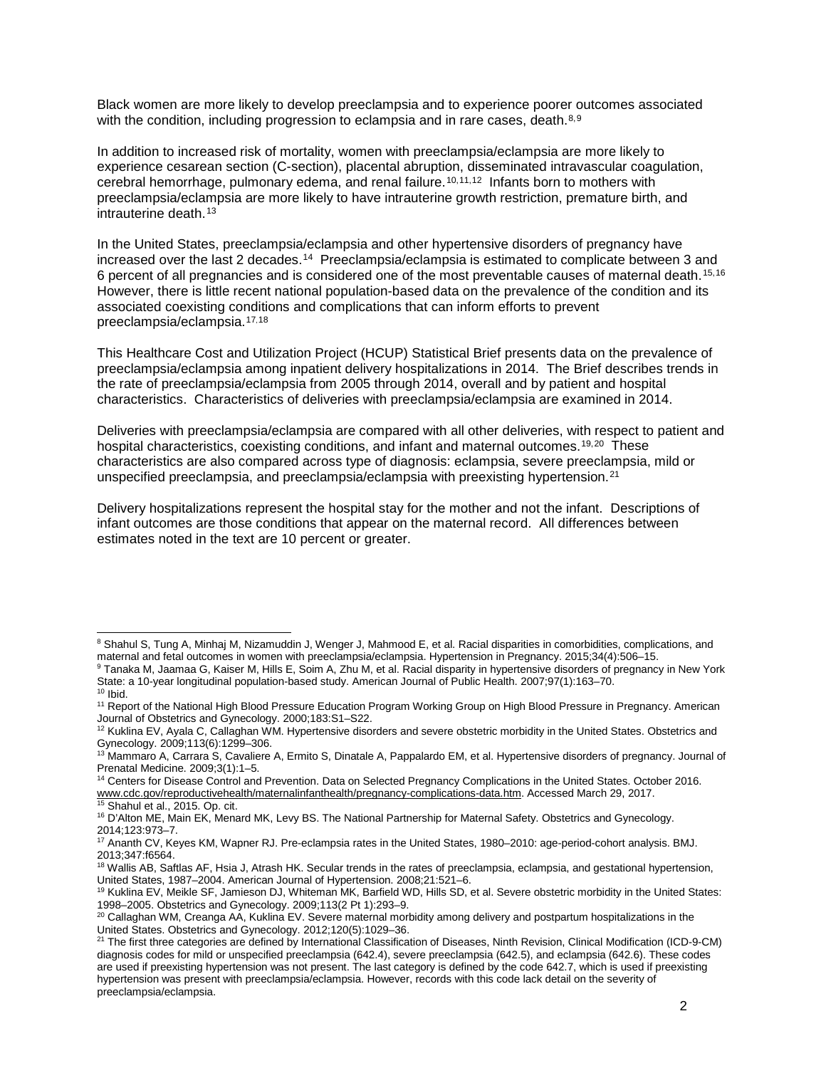Black women are more likely to develop preeclampsia and to experience poorer outcomes associated with the condition, including progression to eclampsia and in rare cases, death.[8,9]

In addition to increased risk of mortality, women with preeclampsia/eclampsia are more likely to experience cesarean section (C-section), placental abruption, disseminated intravascular coagulation, cerebral hemorrhage, pulmonary edema, and renal failure.[10,11,12] Infants born to mothers with preeclampsia/eclampsia are more likely to have intrauterine growth restriction, premature birth, and intrauterine death.[13]

In the United States, preeclampsia/eclampsia and other hypertensive disorders of pregnancy have increased over the last 2 decades.[14] Preeclampsia/eclampsia is estimated to complicate between 3 and 6 percent of all pregnancies and is considered one of the most preventable causes of maternal death.[15,16] However, there is little recent national population-based data on the prevalence of the condition and its associated coexisting conditions and complications that can inform efforts to prevent preeclampsia/eclampsia.[17,18]

This Healthcare Cost and Utilization Project (HCUP) Statistical Brief presents data on the prevalence of preeclampsia/eclampsia among inpatient delivery hospitalizations in 2014. The Brief describes trends in the rate of preeclampsia/eclampsia from 2005 through 2014, overall and by patient and hospital characteristics. Characteristics of deliveries with preeclampsia/eclampsia are examined in 2014.

Deliveries with preeclampsia/eclampsia are compared with all other deliveries, with respect to patient and hospital characteristics, coexisting conditions, and infant and maternal outcomes.[19,20] These characteristics are also compared across type of diagnosis: eclampsia, severe preeclampsia, mild or unspecified preeclampsia, and preeclampsia/eclampsia with preexisting hypertension.[21]

Delivery hospitalizations represent the hospital stay for the mother and not the infant. Descriptions of infant outcomes are those conditions that appear on the maternal record. All differences between estimates noted in the text are 10 percent or greater.

---

[8] Shahul S, Tung A, Minhaj M, Nizamuddin J, Wenger J, Mahmood E, et al. Racial disparities in comorbidities, complications, and maternal and fetal outcomes in women with preeclampsia/eclampsia. Hypertension in Pregnancy. 2015;34(4):506–15.

[9] Tanaka M, Jaamaa G, Kaiser M, Hills E, Soim A, Zhu M, et al. Racial disparity in hypertensive disorders of pregnancy in New York State: a 10-year longitudinal population-based study. American Journal of Public Health. 2007;97(1):163–70.

[10] Ibid.

[11] Report of the National High Blood Pressure Education Program Working Group on High Blood Pressure in Pregnancy. American Journal of Obstetrics and Gynecology. 2000;183:S1–S22.

[12] Kuklina EV, Ayala C, Callaghan WM. Hypertensive disorders and severe obstetric morbidity in the United States. Obstetrics and Gynecology. 2009;113(6):1299–306.

[13] Mammaro A, Carrara S, Cavaliere A, Ermito S, Dinatale A, Pappalardo EM, et al. Hypertensive disorders of pregnancy. Journal of Prenatal Medicine. 2009;3(1):1–5.

[14] Centers for Disease Control and Prevention. Data on Selected Pregnancy Complications in the United States. October 2016. www.cdc.gov/reproductivehealth/maternalinfanthealth/pregnancy-complications-data.htm. Accessed March 29, 2017.

[15] Shahul et al., 2015. Op. cit.

[16] D'Alton ME, Main EK, Menard MK, Levy BS. The National Partnership for Maternal Safety. Obstetrics and Gynecology. 2014;123:973–7.

[17] Ananth CV, Keyes KM, Wapner RJ. Pre-eclampsia rates in the United States, 1980–2010: age-period-cohort analysis. BMJ. 2013;347:f6564.

[18] Wallis AB, Saftlas AF, Hsia J, Atrash HK. Secular trends in the rates of preeclampsia, eclampsia, and gestational hypertension, United States, 1987–2004. American Journal of Hypertension. 2008;21:521–6.

[19] Kuklina EV, Meikle SF, Jamieson DJ, Whiteman MK, Barfield WD, Hills SD, et al. Severe obstetric morbidity in the United States: 1998–2005. Obstetrics and Gynecology. 2009;113(2 Pt 1):293–9.

[20] Callaghan WM, Creanga AA, Kuklina EV. Severe maternal morbidity among delivery and postpartum hospitalizations in the United States. Obstetrics and Gynecology. 2012;120(5):1029–36.

[21] The first three categories are defined by International Classification of Diseases, Ninth Revision, Clinical Modification (ICD-9-CM) diagnosis codes for mild or unspecified preeclampsia (642.4), severe preeclampsia (642.5), and eclampsia (642.6). These codes are used if preexisting hypertension was not present. The last category is defined by the code 642.7, which is used if preexisting hypertension was present with preeclampsia/eclampsia. However, records with this code lack detail on the severity of preeclampsia/eclampsia.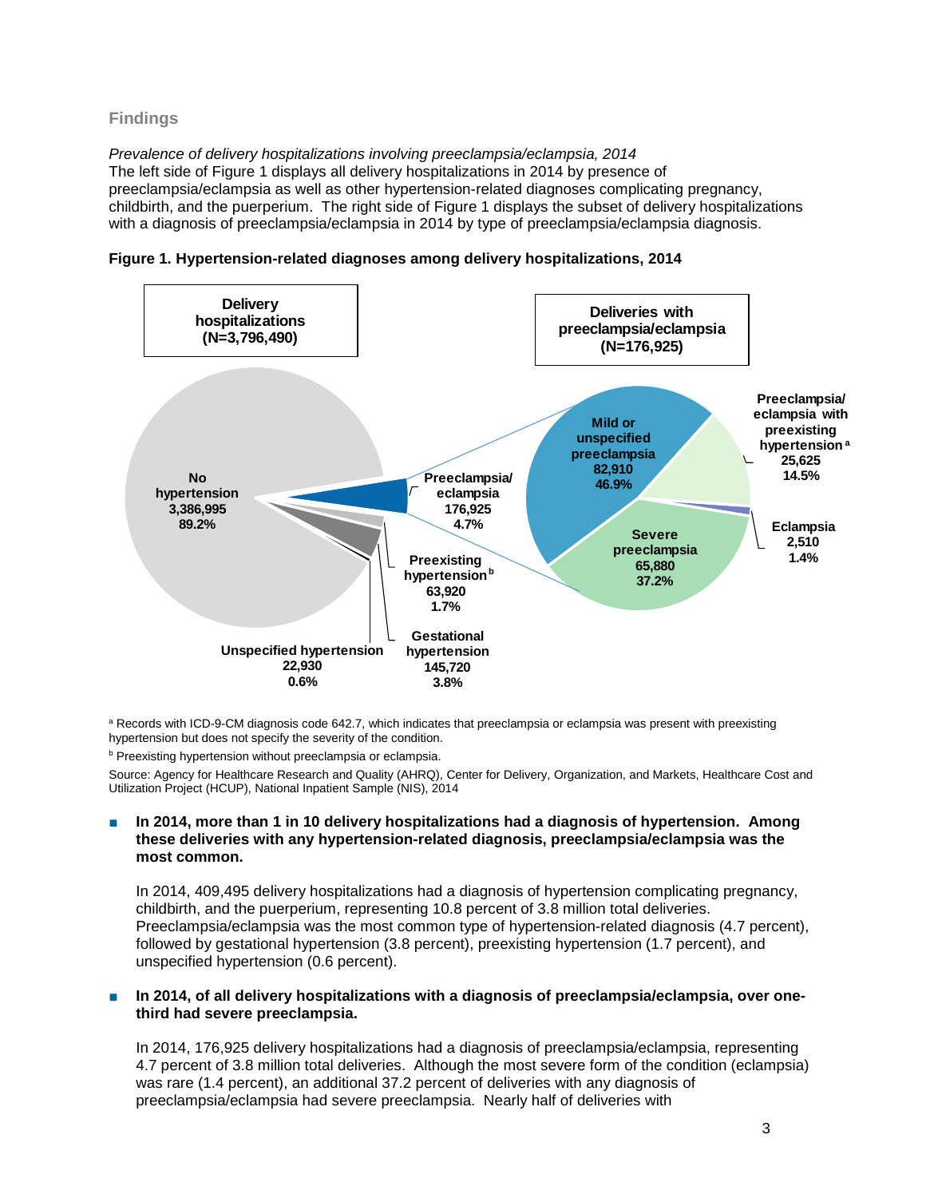## Findings

*Prevalence of delivery hospitalizations involving preeclampsia/eclampsia, 2014*

The left side of Figure 1 displays all delivery hospitalizations in 2014 by presence of preeclampsia/eclampsia as well as other hypertension-related diagnoses complicating pregnancy, childbirth, and the puerperium. The right side of Figure 1 displays the subset of delivery hospitalizations with a diagnosis of preeclampsia/eclampsia in 2014 by type of preeclampsia/eclampsia diagnosis.

**Figure 1. Hypertension-related diagnoses among delivery hospitalizations, 2014**

Delivery hospitalizations (N=3,796,490)

- No hypertension: 3,386,995 (89.2%)
- Preeclampsia/eclampsia: 176,925 (4.7%)
- Preexisting hypertension[b]: 63,920 (1.7%)
- Gestational hypertension: 145,720 (3.8%)
- Unspecified hypertension: 22,930 (0.6%)

Deliveries with preeclampsia/eclampsia (N=176,925)

- Mild or unspecified preeclampsia: 82,910 (46.9%)
- Preeclampsia/eclampsia with preexisting hypertension[a]: 25,625 (14.5%)
- Eclampsia: 2,510 (1.4%)
- Severe preeclampsia: 65,880 (37.2%)

[a] Records with ICD-9-CM diagnosis code 642.7, which indicates that preeclampsia or eclampsia was present with preexisting hypertension but does not specify the severity of the condition.

[b] Preexisting hypertension without preeclampsia or eclampsia.

Source: Agency for Healthcare Research and Quality (AHRQ), Center for Delivery, Organization, and Markets, Healthcare Cost and Utilization Project (HCUP), National Inpatient Sample (NIS), 2014

- **In 2014, more than 1 in 10 delivery hospitalizations had a diagnosis of hypertension. Among these deliveries with any hypertension-related diagnosis, preeclampsia/eclampsia was the most common.**

  In 2014, 409,495 delivery hospitalizations had a diagnosis of hypertension complicating pregnancy, childbirth, and the puerperium, representing 10.8 percent of 3.8 million total deliveries. Preeclampsia/eclampsia was the most common type of hypertension-related diagnosis (4.7 percent), followed by gestational hypertension (3.8 percent), preexisting hypertension (1.7 percent), and unspecified hypertension (0.6 percent).

- **In 2014, of all delivery hospitalizations with a diagnosis of preeclampsia/eclampsia, over one-third had severe preeclampsia.**

  In 2014, 176,925 delivery hospitalizations had a diagnosis of preeclampsia/eclampsia, representing 4.7 percent of 3.8 million total deliveries. Although the most severe form of the condition (eclampsia) was rare (1.4 percent), an additional 37.2 percent of deliveries with any diagnosis of preeclampsia/eclampsia had severe preeclampsia. Nearly half of deliveries with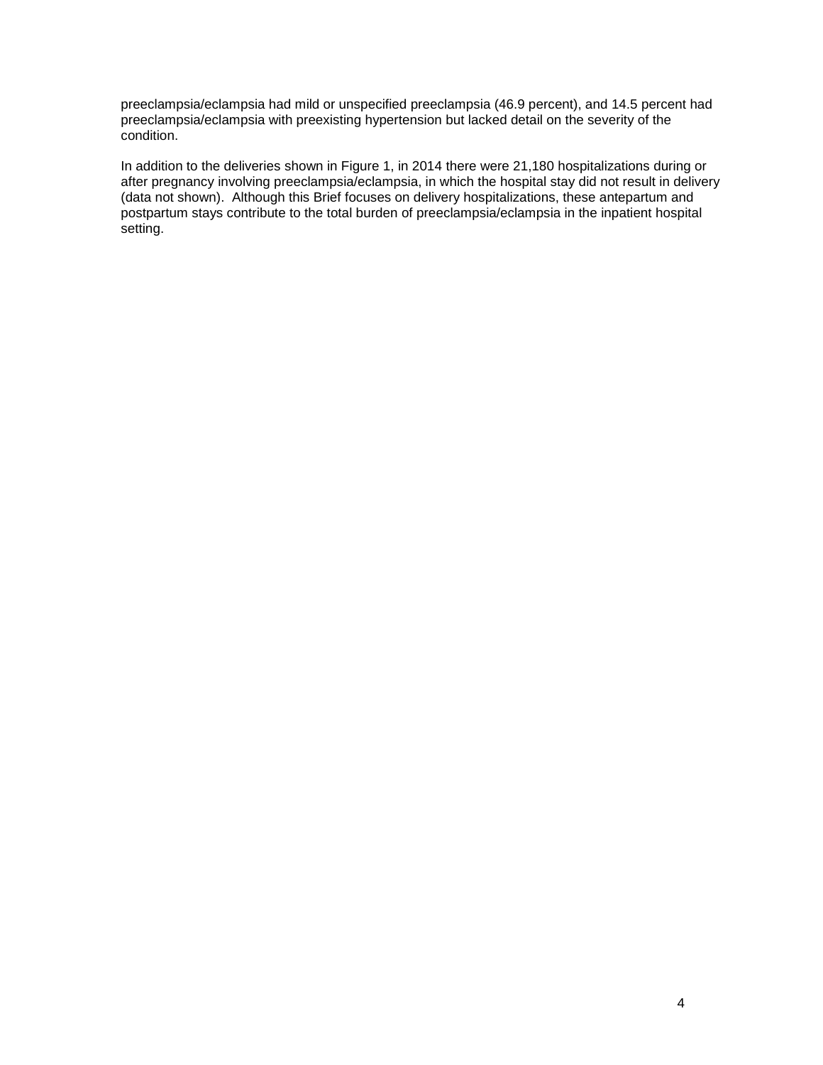preeclampsia/eclampsia had mild or unspecified preeclampsia (46.9 percent), and 14.5 percent had preeclampsia/eclampsia with preexisting hypertension but lacked detail on the severity of the condition.

In addition to the deliveries shown in Figure 1, in 2014 there were 21,180 hospitalizations during or after pregnancy involving preeclampsia/eclampsia, in which the hospital stay did not result in delivery (data not shown). Although this Brief focuses on delivery hospitalizations, these antepartum and postpartum stays contribute to the total burden of preeclampsia/eclampsia in the inpatient hospital setting.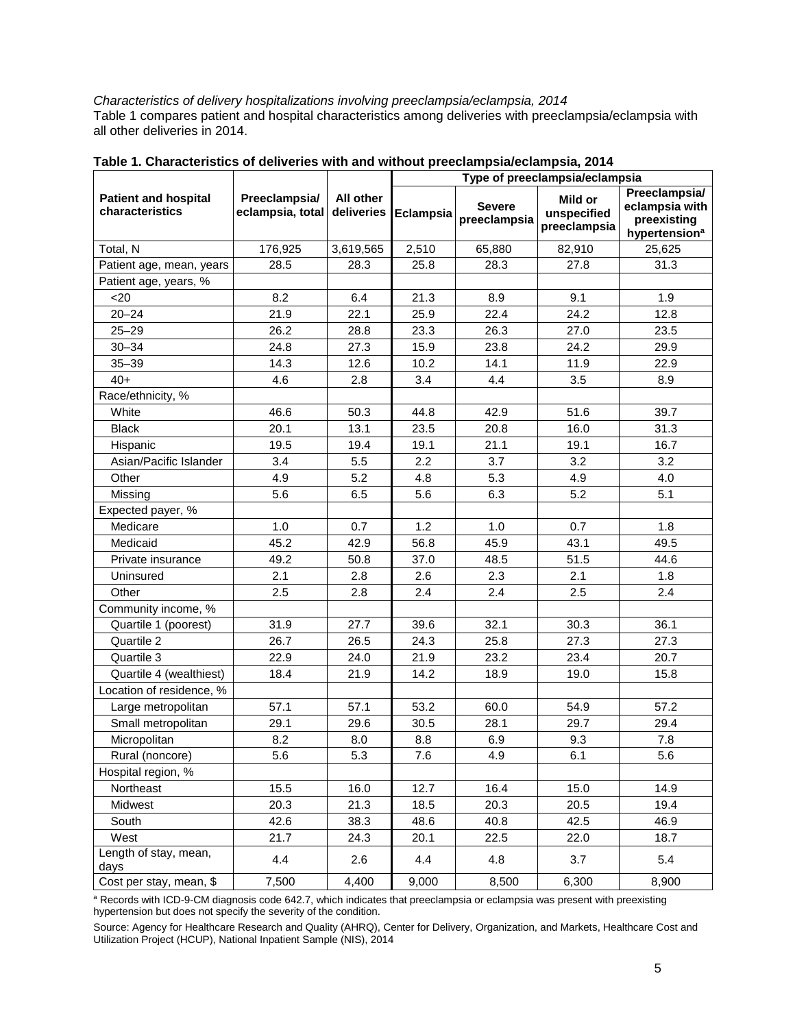*Characteristics of delivery hospitalizations involving preeclampsia/eclampsia, 2014*

Table 1 compares patient and hospital characteristics among deliveries with preeclampsia/eclampsia with all other deliveries in 2014.

**Table 1. Characteristics of deliveries with and without preeclampsia/eclampsia, 2014**

| Patient and hospital characteristics | Preeclampsia/ eclampsia, total | All other deliveries | Type of preeclampsia/eclampsia | | | |
|---|---|---|---|---|---|---|
| | | | Eclampsia | Severe preeclampsia | Mild or unspecified preeclampsia | Preeclampsia/ eclampsia with preexisting hypertension[a] |
| Total, N | 176,925 | 3,619,565 | 2,510 | 65,880 | 82,910 | 25,625 |
| Patient age, mean, years | 28.5 | 28.3 | 25.8 | 28.3 | 27.8 | 31.3 |
| Patient age, years, % | | | | | | |
| <20 | 8.2 | 6.4 | 21.3 | 8.9 | 9.1 | 1.9 |
| 20–24 | 21.9 | 22.1 | 25.9 | 22.4 | 24.2 | 12.8 |
| 25–29 | 26.2 | 28.8 | 23.3 | 26.3 | 27.0 | 23.5 |
| 30–34 | 24.8 | 27.3 | 15.9 | 23.8 | 24.2 | 29.9 |
| 35–39 | 14.3 | 12.6 | 10.2 | 14.1 | 11.9 | 22.9 |
| 40+ | 4.6 | 2.8 | 3.4 | 4.4 | 3.5 | 8.9 |
| Race/ethnicity, % | | | | | | |
| White | 46.6 | 50.3 | 44.8 | 42.9 | 51.6 | 39.7 |
| Black | 20.1 | 13.1 | 23.5 | 20.8 | 16.0 | 31.3 |
| Hispanic | 19.5 | 19.4 | 19.1 | 21.1 | 19.1 | 16.7 |
| Asian/Pacific Islander | 3.4 | 5.5 | 2.2 | 3.7 | 3.2 | 3.2 |
| Other | 4.9 | 5.2 | 4.8 | 5.3 | 4.9 | 4.0 |
| Missing | 5.6 | 6.5 | 5.6 | 6.3 | 5.2 | 5.1 |
| Expected payer, % | | | | | | |
| Medicare | 1.0 | 0.7 | 1.2 | 1.0 | 0.7 | 1.8 |
| Medicaid | 45.2 | 42.9 | 56.8 | 45.9 | 43.1 | 49.5 |
| Private insurance | 49.2 | 50.8 | 37.0 | 48.5 | 51.5 | 44.6 |
| Uninsured | 2.1 | 2.8 | 2.6 | 2.3 | 2.1 | 1.8 |
| Other | 2.5 | 2.8 | 2.4 | 2.4 | 2.5 | 2.4 |
| Community income, % | | | | | | |
| Quartile 1 (poorest) | 31.9 | 27.7 | 39.6 | 32.1 | 30.3 | 36.1 |
| Quartile 2 | 26.7 | 26.5 | 24.3 | 25.8 | 27.3 | 27.3 |
| Quartile 3 | 22.9 | 24.0 | 21.9 | 23.2 | 23.4 | 20.7 |
| Quartile 4 (wealthiest) | 18.4 | 21.9 | 14.2 | 18.9 | 19.0 | 15.8 |
| Location of residence, % | | | | | | |
| Large metropolitan | 57.1 | 57.1 | 53.2 | 60.0 | 54.9 | 57.2 |
| Small metropolitan | 29.1 | 29.6 | 30.5 | 28.1 | 29.7 | 29.4 |
| Micropolitan | 8.2 | 8.0 | 8.8 | 6.9 | 9.3 | 7.8 |
| Rural (noncore) | 5.6 | 5.3 | 7.6 | 4.9 | 6.1 | 5.6 |
| Hospital region, % | | | | | | |
| Northeast | 15.5 | 16.0 | 12.7 | 16.4 | 15.0 | 14.9 |
| Midwest | 20.3 | 21.3 | 18.5 | 20.3 | 20.5 | 19.4 |
| South | 42.6 | 38.3 | 48.6 | 40.8 | 42.5 | 46.9 |
| West | 21.7 | 24.3 | 20.1 | 22.5 | 22.0 | 18.7 |
| Length of stay, mean, days | 4.4 | 2.6 | 4.4 | 4.8 | 3.7 | 5.4 |
| Cost per stay, mean, $ | 7,500 | 4,400 | 9,000 | 8,500 | 6,300 | 8,900 |

[a] Records with ICD-9-CM diagnosis code 642.7, which indicates that preeclampsia or eclampsia was present with preexisting hypertension but does not specify the severity of the condition.

Source: Agency for Healthcare Research and Quality (AHRQ), Center for Delivery, Organization, and Markets, Healthcare Cost and Utilization Project (HCUP), National Inpatient Sample (NIS), 2014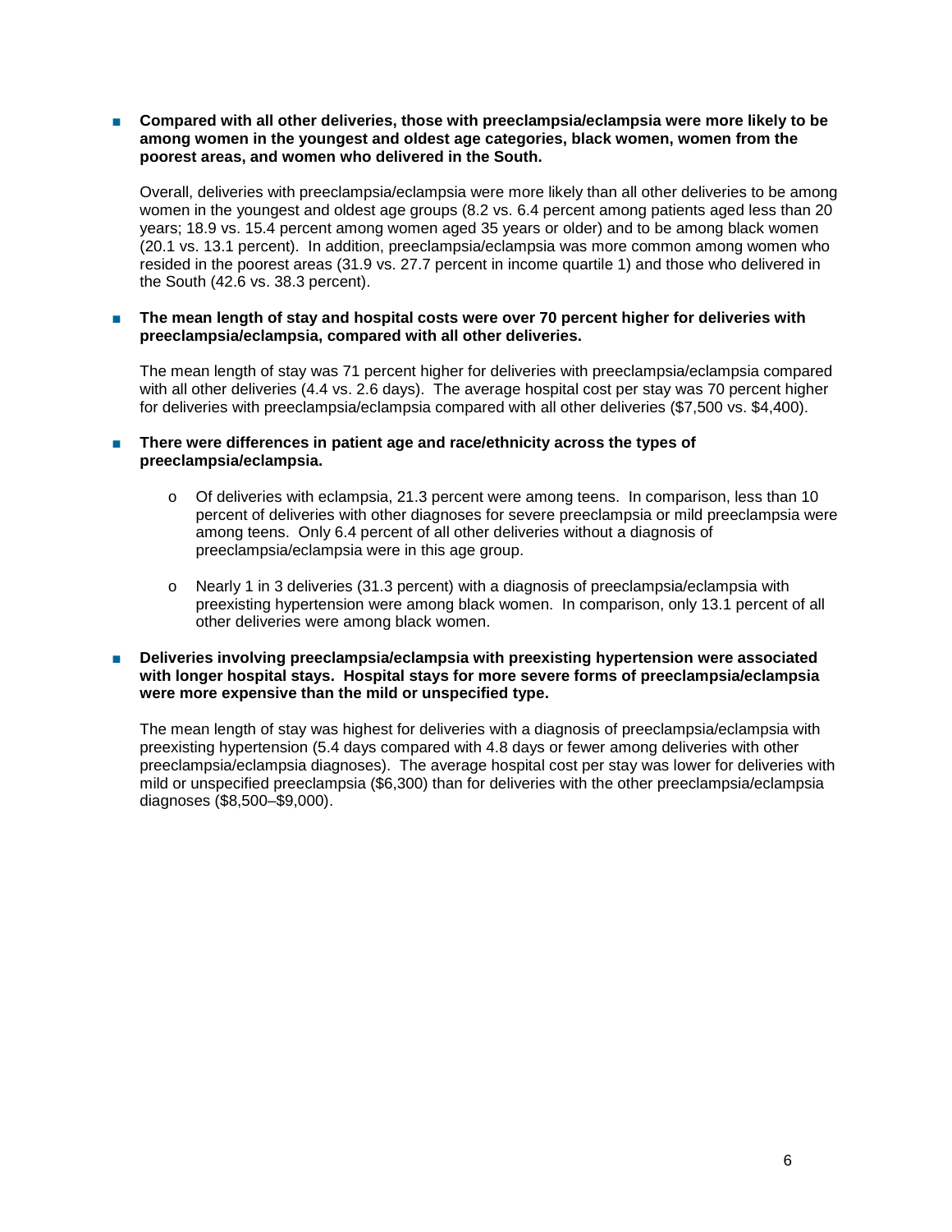- **Compared with all other deliveries, those with preeclampsia/eclampsia were more likely to be among women in the youngest and oldest age categories, black women, women from the poorest areas, and women who delivered in the South.**

  Overall, deliveries with preeclampsia/eclampsia were more likely than all other deliveries to be among women in the youngest and oldest age groups (8.2 vs. 6.4 percent among patients aged less than 20 years; 18.9 vs. 15.4 percent among women aged 35 years or older) and to be among black women (20.1 vs. 13.1 percent). In addition, preeclampsia/eclampsia was more common among women who resided in the poorest areas (31.9 vs. 27.7 percent in income quartile 1) and those who delivered in the South (42.6 vs. 38.3 percent).

- **The mean length of stay and hospital costs were over 70 percent higher for deliveries with preeclampsia/eclampsia, compared with all other deliveries.**

  The mean length of stay was 71 percent higher for deliveries with preeclampsia/eclampsia compared with all other deliveries (4.4 vs. 2.6 days). The average hospital cost per stay was 70 percent higher for deliveries with preeclampsia/eclampsia compared with all other deliveries ($7,500 vs. $4,400).

- **There were differences in patient age and race/ethnicity across the types of preeclampsia/eclampsia.**

  - Of deliveries with eclampsia, 21.3 percent were among teens. In comparison, less than 10 percent of deliveries with other diagnoses for severe preeclampsia or mild preeclampsia were among teens. Only 6.4 percent of all other deliveries without a diagnosis of preeclampsia/eclampsia were in this age group.

  - Nearly 1 in 3 deliveries (31.3 percent) with a diagnosis of preeclampsia/eclampsia with preexisting hypertension were among black women. In comparison, only 13.1 percent of all other deliveries were among black women.

- **Deliveries involving preeclampsia/eclampsia with preexisting hypertension were associated with longer hospital stays. Hospital stays for more severe forms of preeclampsia/eclampsia were more expensive than the mild or unspecified type.**

  The mean length of stay was highest for deliveries with a diagnosis of preeclampsia/eclampsia with preexisting hypertension (5.4 days compared with 4.8 days or fewer among deliveries with other preeclampsia/eclampsia diagnoses). The average hospital cost per stay was lower for deliveries with mild or unspecified preeclampsia ($6,300) than for deliveries with the other preeclampsia/eclampsia diagnoses ($8,500–$9,000).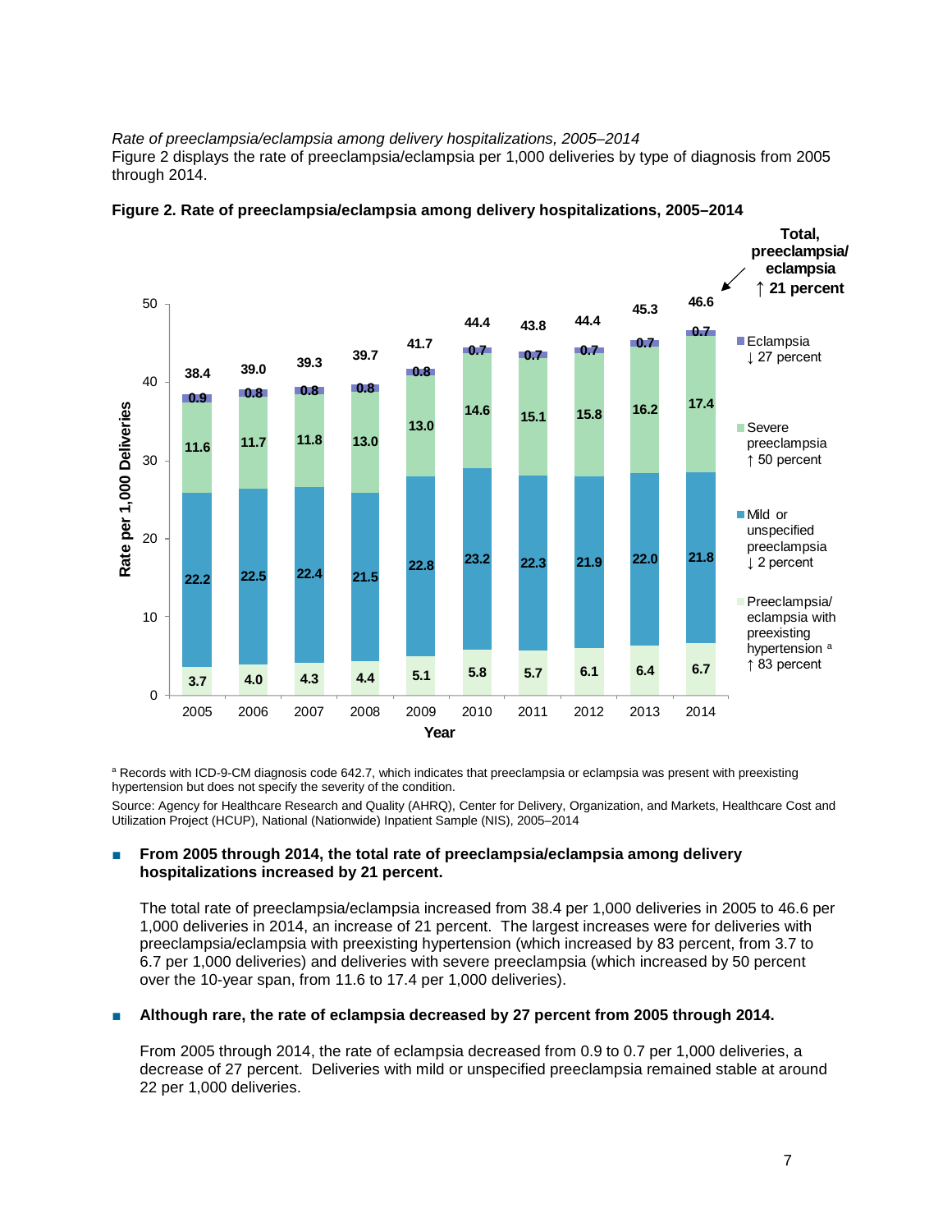*Rate of preeclampsia/eclampsia among delivery hospitalizations, 2005–2014*

Figure 2 displays the rate of preeclampsia/eclampsia per 1,000 deliveries by type of diagnosis from 2005 through 2014.

**Figure 2. Rate of preeclampsia/eclampsia among delivery hospitalizations, 2005–2014**

| Year | Preeclampsia/eclampsia with preexisting hypertension [a] | Mild or unspecified preeclampsia | Severe preeclampsia | Eclampsia | Total, preeclampsia/eclampsia |
|---|---|---|---|---|---|
| 2005 | 3.7 | 22.2 | 11.6 | 0.9 | 38.4 |
| 2006 | 4.0 | 22.5 | 11.7 | 0.8 | 39.0 |
| 2007 | 4.3 | 22.4 | 11.8 | 0.8 | 39.3 |
| 2008 | 4.4 | 21.5 | 13.0 | 0.8 | 39.7 |
| 2009 | 5.1 | 22.8 | 13.0 | 0.8 | 41.7 |
| 2010 | 5.8 | 23.2 | 14.6 | 0.7 | 44.4 |
| 2011 | 5.7 | 22.3 | 15.1 | 0.7 | 43.8 |
| 2012 | 6.1 | 21.9 | 15.8 | 0.7 | 44.4 |
| 2013 | 6.4 | 22.0 | 16.2 | 0.7 | 45.3 |
| 2014 | 6.7 | 21.8 | 17.4 | 0.7 | 46.6 |
| Change | ↑ 83 percent | ↓ 2 percent | ↑ 50 percent | ↓ 27 percent | ↑ 21 percent |

Y-axis: Rate per 1,000 Deliveries; X-axis: Year

[a] Records with ICD-9-CM diagnosis code 642.7, which indicates that preeclampsia or eclampsia was present with preexisting hypertension but does not specify the severity of the condition.

Source: Agency for Healthcare Research and Quality (AHRQ), Center for Delivery, Organization, and Markets, Healthcare Cost and Utilization Project (HCUP), National (Nationwide) Inpatient Sample (NIS), 2005–2014

- **From 2005 through 2014, the total rate of preeclampsia/eclampsia among delivery hospitalizations increased by 21 percent.**

  The total rate of preeclampsia/eclampsia increased from 38.4 per 1,000 deliveries in 2005 to 46.6 per 1,000 deliveries in 2014, an increase of 21 percent. The largest increases were for deliveries with preeclampsia/eclampsia with preexisting hypertension (which increased by 83 percent, from 3.7 to 6.7 per 1,000 deliveries) and deliveries with severe preeclampsia (which increased by 50 percent over the 10-year span, from 11.6 to 17.4 per 1,000 deliveries).

- **Although rare, the rate of eclampsia decreased by 27 percent from 2005 through 2014.**

  From 2005 through 2014, the rate of eclampsia decreased from 0.9 to 0.7 per 1,000 deliveries, a decrease of 27 percent. Deliveries with mild or unspecified preeclampsia remained stable at around 22 per 1,000 deliveries.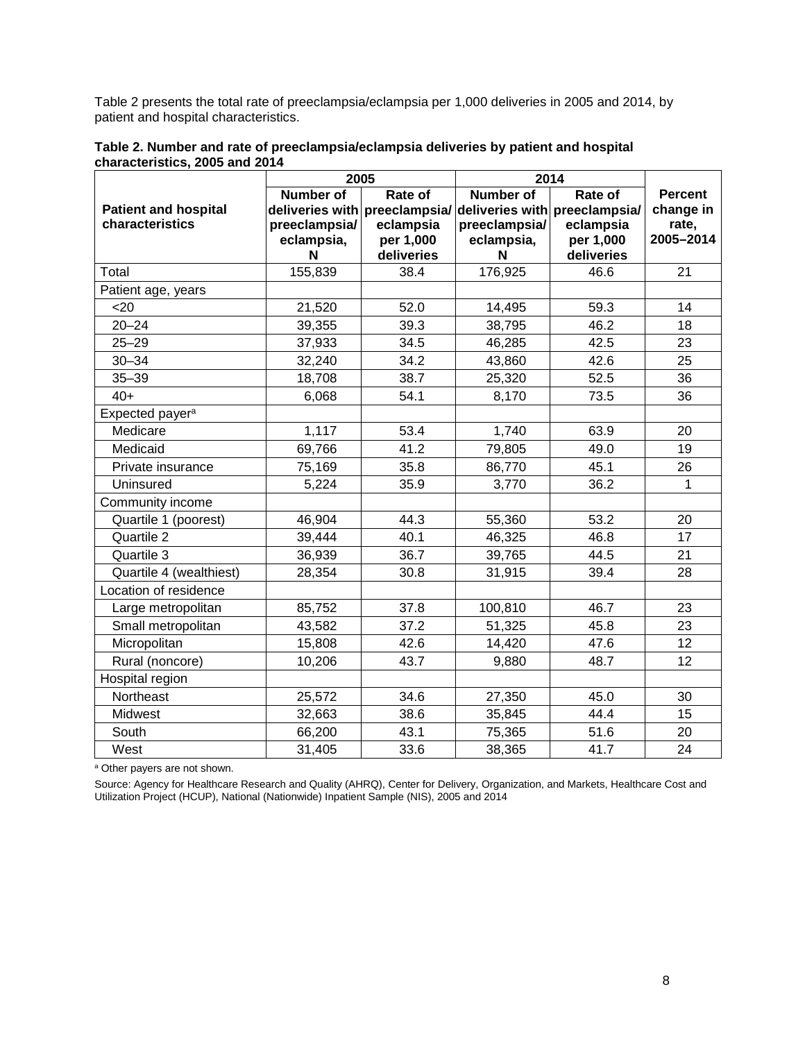Table 2 presents the total rate of preeclampsia/eclampsia per 1,000 deliveries in 2005 and 2014, by patient and hospital characteristics.

**Table 2. Number and rate of preeclampsia/eclampsia deliveries by patient and hospital characteristics, 2005 and 2014**

| Patient and hospital characteristics | 2005 | | 2014 | | Percent change in rate, 2005–2014 |
|---|---|---|---|---|---|
| | Number of deliveries with preeclampsia/ eclampsia, N | Rate of preeclampsia/ eclampsia per 1,000 deliveries | Number of deliveries with preeclampsia/ eclampsia, N | Rate of preeclampsia/ eclampsia per 1,000 deliveries | |
| Total | 155,839 | 38.4 | 176,925 | 46.6 | 21 |
| Patient age, years | | | | | |
| <20 | 21,520 | 52.0 | 14,495 | 59.3 | 14 |
| 20–24 | 39,355 | 39.3 | 38,795 | 46.2 | 18 |
| 25–29 | 37,933 | 34.5 | 46,285 | 42.5 | 23 |
| 30–34 | 32,240 | 34.2 | 43,860 | 42.6 | 25 |
| 35–39 | 18,708 | 38.7 | 25,320 | 52.5 | 36 |
| 40+ | 6,068 | 54.1 | 8,170 | 73.5 | 36 |
| Expected payer[a] | | | | | |
| Medicare | 1,117 | 53.4 | 1,740 | 63.9 | 20 |
| Medicaid | 69,766 | 41.2 | 79,805 | 49.0 | 19 |
| Private insurance | 75,169 | 35.8 | 86,770 | 45.1 | 26 |
| Uninsured | 5,224 | 35.9 | 3,770 | 36.2 | 1 |
| Community income | | | | | |
| Quartile 1 (poorest) | 46,904 | 44.3 | 55,360 | 53.2 | 20 |
| Quartile 2 | 39,444 | 40.1 | 46,325 | 46.8 | 17 |
| Quartile 3 | 36,939 | 36.7 | 39,765 | 44.5 | 21 |
| Quartile 4 (wealthiest) | 28,354 | 30.8 | 31,915 | 39.4 | 28 |
| Location of residence | | | | | |
| Large metropolitan | 85,752 | 37.8 | 100,810 | 46.7 | 23 |
| Small metropolitan | 43,582 | 37.2 | 51,325 | 45.8 | 23 |
| Micropolitan | 15,808 | 42.6 | 14,420 | 47.6 | 12 |
| Rural (noncore) | 10,206 | 43.7 | 9,880 | 48.7 | 12 |
| Hospital region | | | | | |
| Northeast | 25,572 | 34.6 | 27,350 | 45.0 | 30 |
| Midwest | 32,663 | 38.6 | 35,845 | 44.4 | 15 |
| South | 66,200 | 43.1 | 75,365 | 51.6 | 20 |
| West | 31,405 | 33.6 | 38,365 | 41.7 | 24 |

[a] Other payers are not shown.

Source: Agency for Healthcare Research and Quality (AHRQ), Center for Delivery, Organization, and Markets, Healthcare Cost and Utilization Project (HCUP), National (Nationwide) Inpatient Sample (NIS), 2005 and 2014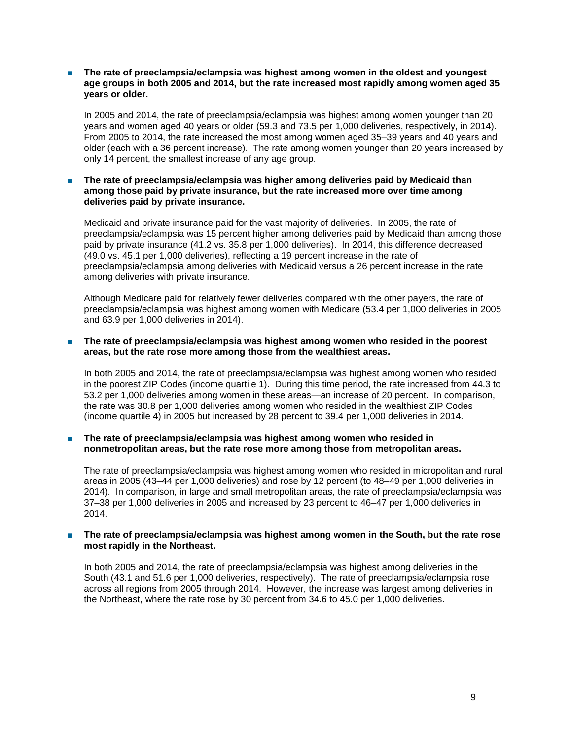- **The rate of preeclampsia/eclampsia was highest among women in the oldest and youngest age groups in both 2005 and 2014, but the rate increased most rapidly among women aged 35 years or older.**

  In 2005 and 2014, the rate of preeclampsia/eclampsia was highest among women younger than 20 years and women aged 40 years or older (59.3 and 73.5 per 1,000 deliveries, respectively, in 2014). From 2005 to 2014, the rate increased the most among women aged 35–39 years and 40 years and older (each with a 36 percent increase). The rate among women younger than 20 years increased by only 14 percent, the smallest increase of any age group.

- **The rate of preeclampsia/eclampsia was higher among deliveries paid by Medicaid than among those paid by private insurance, but the rate increased more over time among deliveries paid by private insurance.**

  Medicaid and private insurance paid for the vast majority of deliveries. In 2005, the rate of preeclampsia/eclampsia was 15 percent higher among deliveries paid by Medicaid than among those paid by private insurance (41.2 vs. 35.8 per 1,000 deliveries). In 2014, this difference decreased (49.0 vs. 45.1 per 1,000 deliveries), reflecting a 19 percent increase in the rate of preeclampsia/eclampsia among deliveries with Medicaid versus a 26 percent increase in the rate among deliveries with private insurance.

  Although Medicare paid for relatively fewer deliveries compared with the other payers, the rate of preeclampsia/eclampsia was highest among women with Medicare (53.4 per 1,000 deliveries in 2005 and 63.9 per 1,000 deliveries in 2014).

- **The rate of preeclampsia/eclampsia was highest among women who resided in the poorest areas, but the rate rose more among those from the wealthiest areas.**

  In both 2005 and 2014, the rate of preeclampsia/eclampsia was highest among women who resided in the poorest ZIP Codes (income quartile 1). During this time period, the rate increased from 44.3 to 53.2 per 1,000 deliveries among women in these areas—an increase of 20 percent. In comparison, the rate was 30.8 per 1,000 deliveries among women who resided in the wealthiest ZIP Codes (income quartile 4) in 2005 but increased by 28 percent to 39.4 per 1,000 deliveries in 2014.

- **The rate of preeclampsia/eclampsia was highest among women who resided in nonmetropolitan areas, but the rate rose more among those from metropolitan areas.**

  The rate of preeclampsia/eclampsia was highest among women who resided in micropolitan and rural areas in 2005 (43–44 per 1,000 deliveries) and rose by 12 percent (to 48–49 per 1,000 deliveries in 2014). In comparison, in large and small metropolitan areas, the rate of preeclampsia/eclampsia was 37–38 per 1,000 deliveries in 2005 and increased by 23 percent to 46–47 per 1,000 deliveries in 2014.

- **The rate of preeclampsia/eclampsia was highest among women in the South, but the rate rose most rapidly in the Northeast.**

  In both 2005 and 2014, the rate of preeclampsia/eclampsia was highest among deliveries in the South (43.1 and 51.6 per 1,000 deliveries, respectively). The rate of preeclampsia/eclampsia rose across all regions from 2005 through 2014. However, the increase was largest among deliveries in the Northeast, where the rate rose by 30 percent from 34.6 to 45.0 per 1,000 deliveries.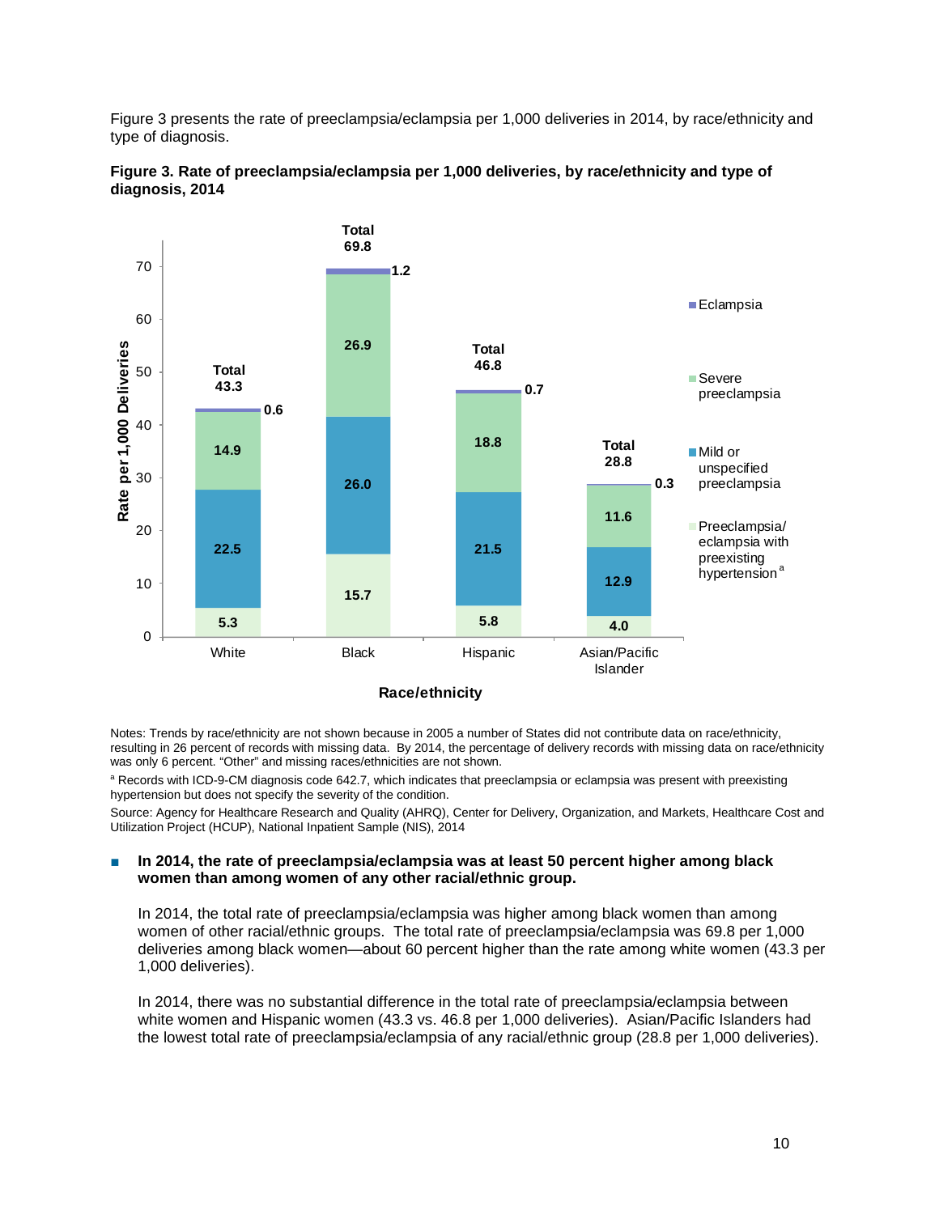Figure 3 presents the rate of preeclampsia/eclampsia per 1,000 deliveries in 2014, by race/ethnicity and type of diagnosis.

**Figure 3. Rate of preeclampsia/eclampsia per 1,000 deliveries, by race/ethnicity and type of diagnosis, 2014**

| Race/ethnicity | Preeclampsia/eclampsia with preexisting hypertension[a] | Mild or unspecified preeclampsia | Severe preeclampsia | Eclampsia | Total |
|---|---|---|---|---|---|
| White | 5.3 | 22.5 | 14.9 | 0.6 | 43.3 |
| Black | 15.7 | 26.0 | 26.9 | 1.2 | 69.8 |
| Hispanic | 5.8 | 21.5 | 18.8 | 0.7 | 46.8 |
| Asian/Pacific Islander | 4.0 | 12.9 | 11.6 | 0.3 | 28.8 |

Rate per 1,000 Deliveries

Notes: Trends by race/ethnicity are not shown because in 2005 a number of States did not contribute data on race/ethnicity, resulting in 26 percent of records with missing data. By 2014, the percentage of delivery records with missing data on race/ethnicity was only 6 percent. "Other" and missing races/ethnicities are not shown.

[a] Records with ICD-9-CM diagnosis code 642.7, which indicates that preeclampsia or eclampsia was present with preexisting hypertension but does not specify the severity of the condition.

Source: Agency for Healthcare Research and Quality (AHRQ), Center for Delivery, Organization, and Markets, Healthcare Cost and Utilization Project (HCUP), National Inpatient Sample (NIS), 2014

- **In 2014, the rate of preeclampsia/eclampsia was at least 50 percent higher among black women than among women of any other racial/ethnic group.**

  In 2014, the total rate of preeclampsia/eclampsia was higher among black women than among women of other racial/ethnic groups. The total rate of preeclampsia/eclampsia was 69.8 per 1,000 deliveries among black women—about 60 percent higher than the rate among white women (43.3 per 1,000 deliveries).

  In 2014, there was no substantial difference in the total rate of preeclampsia/eclampsia between white women and Hispanic women (43.3 vs. 46.8 per 1,000 deliveries). Asian/Pacific Islanders had the lowest total rate of preeclampsia/eclampsia of any racial/ethnic group (28.8 per 1,000 deliveries).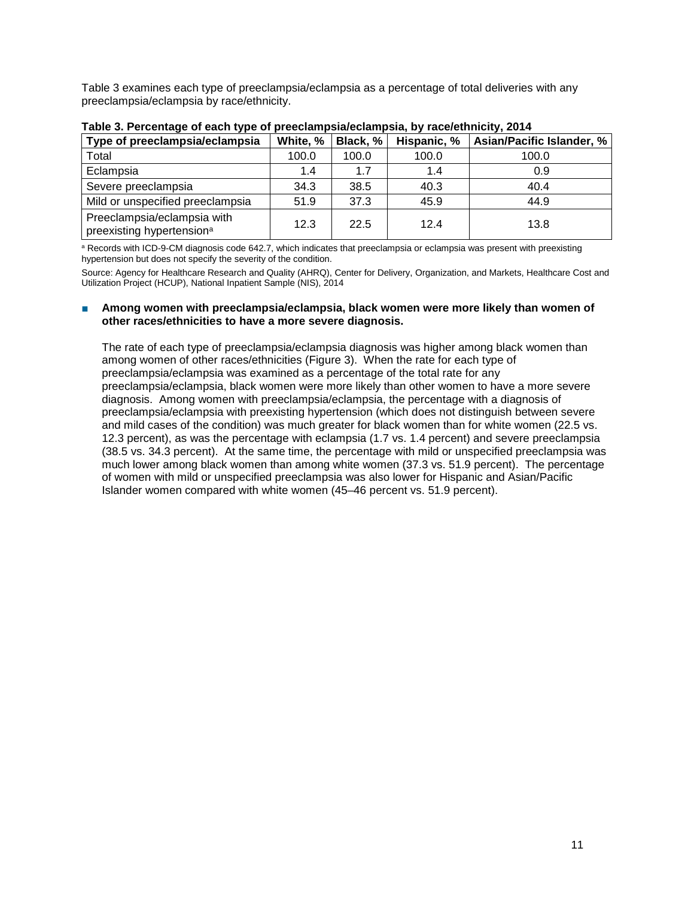Table 3 examines each type of preeclampsia/eclampsia as a percentage of total deliveries with any preeclampsia/eclampsia by race/ethnicity.

**Table 3. Percentage of each type of preeclampsia/eclampsia, by race/ethnicity, 2014**

| Type of preeclampsia/eclampsia | White, % | Black, % | Hispanic, % | Asian/Pacific Islander, % |
|---|---|---|---|---|
| Total | 100.0 | 100.0 | 100.0 | 100.0 |
| Eclampsia | 1.4 | 1.7 | 1.4 | 0.9 |
| Severe preeclampsia | 34.3 | 38.5 | 40.3 | 40.4 |
| Mild or unspecified preeclampsia | 51.9 | 37.3 | 45.9 | 44.9 |
| Preeclampsia/eclampsia with preexisting hypertension[a] | 12.3 | 22.5 | 12.4 | 13.8 |

[a] Records with ICD-9-CM diagnosis code 642.7, which indicates that preeclampsia or eclampsia was present with preexisting hypertension but does not specify the severity of the condition.

Source: Agency for Healthcare Research and Quality (AHRQ), Center for Delivery, Organization, and Markets, Healthcare Cost and Utilization Project (HCUP), National Inpatient Sample (NIS), 2014

- **Among women with preeclampsia/eclampsia, black women were more likely than women of other races/ethnicities to have a more severe diagnosis.**

  The rate of each type of preeclampsia/eclampsia diagnosis was higher among black women than among women of other races/ethnicities (Figure 3). When the rate for each type of preeclampsia/eclampsia was examined as a percentage of the total rate for any preeclampsia/eclampsia, black women were more likely than other women to have a more severe diagnosis. Among women with preeclampsia/eclampsia, the percentage with a diagnosis of preeclampsia/eclampsia with preexisting hypertension (which does not distinguish between severe and mild cases of the condition) was much greater for black women than for white women (22.5 vs. 12.3 percent), as was the percentage with eclampsia (1.7 vs. 1.4 percent) and severe preeclampsia (38.5 vs. 34.3 percent). At the same time, the percentage with mild or unspecified preeclampsia was much lower among black women than among white women (37.3 vs. 51.9 percent). The percentage of women with mild or unspecified preeclampsia was also lower for Hispanic and Asian/Pacific Islander women compared with white women (45–46 percent vs. 51.9 percent).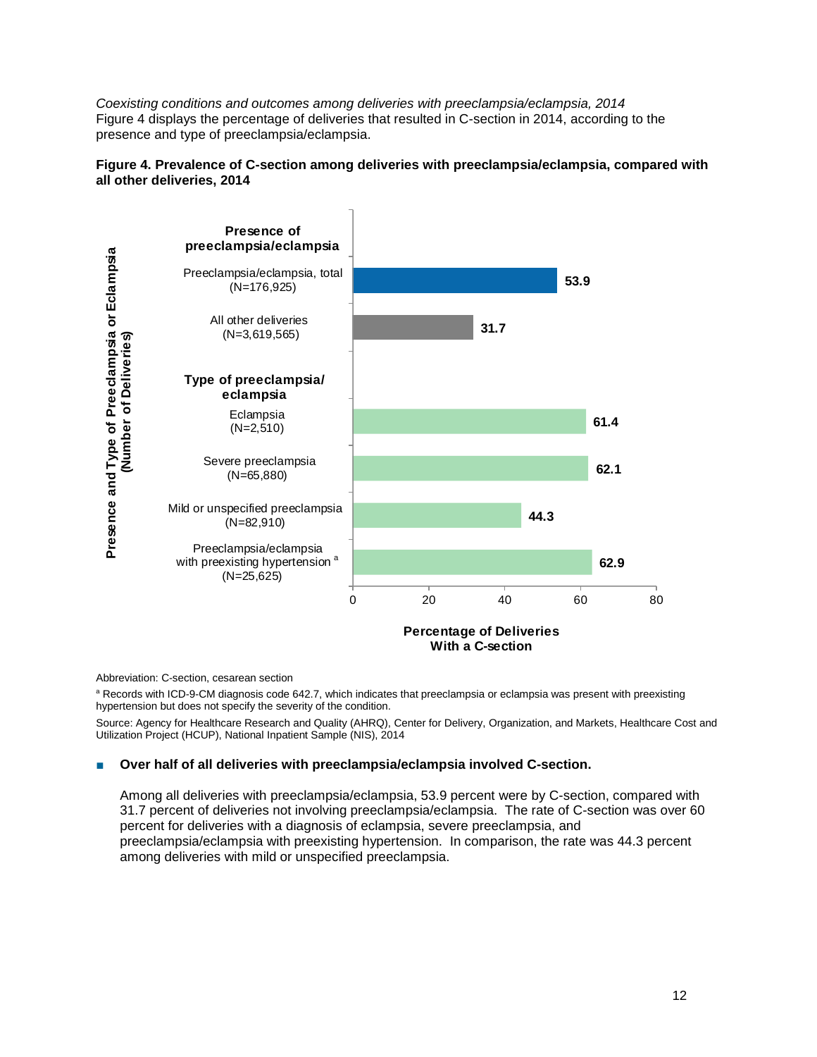*Coexisting conditions and outcomes among deliveries with preeclampsia/eclampsia, 2014*

Figure 4 displays the percentage of deliveries that resulted in C-section in 2014, according to the presence and type of preeclampsia/eclampsia.

**Figure 4. Prevalence of C-section among deliveries with preeclampsia/eclampsia, compared with all other deliveries, 2014**

| Presence and Type of Preeclampsia or Eclampsia (Number of Deliveries) | Percentage of Deliveries With a C-section |
|---|---|
| **Presence of preeclampsia/eclampsia** | |
| Preeclampsia/eclampsia, total (N=176,925) | 53.9 |
| All other deliveries (N=3,619,565) | 31.7 |
| **Type of preeclampsia/ eclampsia** | |
| Eclampsia (N=2,510) | 61.4 |
| Severe preeclampsia (N=65,880) | 62.1 |
| Mild or unspecified preeclampsia (N=82,910) | 44.3 |
| Preeclampsia/eclampsia with preexisting hypertension [a] (N=25,625) | 62.9 |

Abbreviation: C-section, cesarean section

[a] Records with ICD-9-CM diagnosis code 642.7, which indicates that preeclampsia or eclampsia was present with preexisting hypertension but does not specify the severity of the condition.

Source: Agency for Healthcare Research and Quality (AHRQ), Center for Delivery, Organization, and Markets, Healthcare Cost and Utilization Project (HCUP), National Inpatient Sample (NIS), 2014

- **Over half of all deliveries with preeclampsia/eclampsia involved C-section.**

  Among all deliveries with preeclampsia/eclampsia, 53.9 percent were by C-section, compared with 31.7 percent of deliveries not involving preeclampsia/eclampsia. The rate of C-section was over 60 percent for deliveries with a diagnosis of eclampsia, severe preeclampsia, and preeclampsia/eclampsia with preexisting hypertension. In comparison, the rate was 44.3 percent among deliveries with mild or unspecified preeclampsia.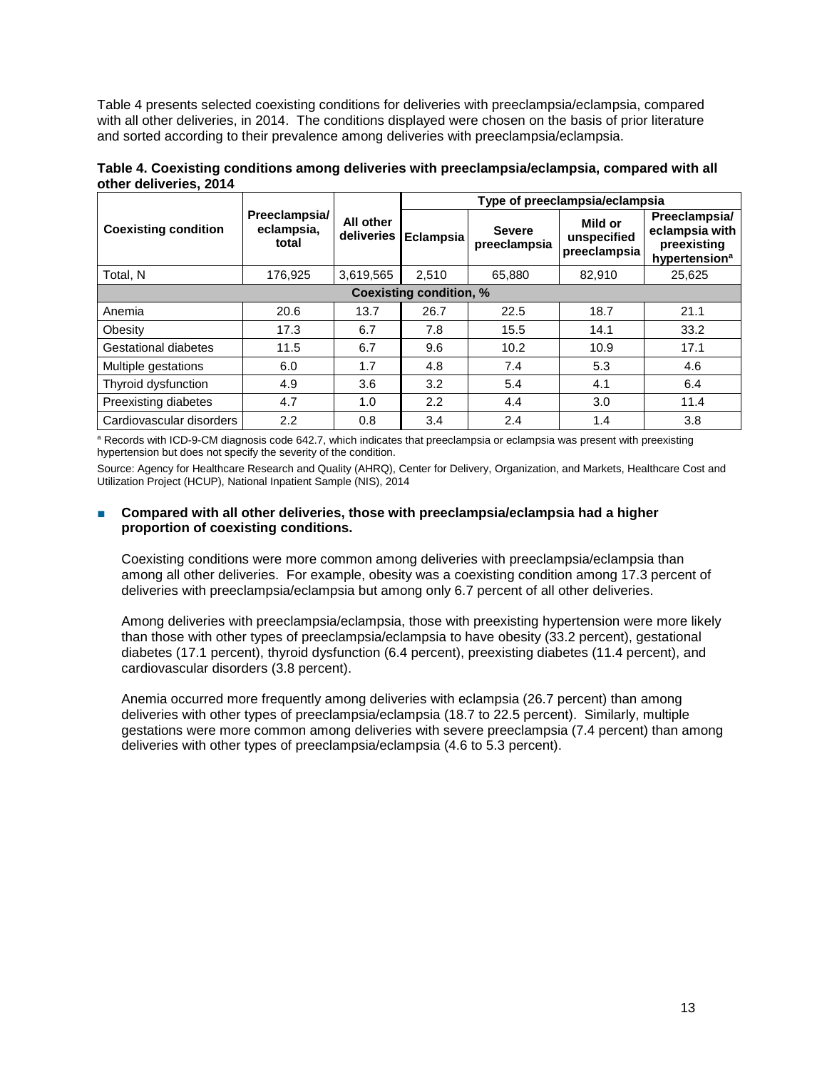Table 4 presents selected coexisting conditions for deliveries with preeclampsia/eclampsia, compared with all other deliveries, in 2014. The conditions displayed were chosen on the basis of prior literature and sorted according to their prevalence among deliveries with preeclampsia/eclampsia.

**Table 4. Coexisting conditions among deliveries with preeclampsia/eclampsia, compared with all other deliveries, 2014**

| Coexisting condition | Preeclampsia/ eclampsia, total | All other deliveries | Type of preeclampsia/eclampsia | | | |
|---|---|---|---|---|---|---|
| | | | Eclampsia | Severe preeclampsia | Mild or unspecified preeclampsia | Preeclampsia/ eclampsia with preexisting hypertension[a] |
| Total, N | 176,925 | 3,619,565 | 2,510 | 65,880 | 82,910 | 25,625 |
| **Coexisting condition, %** | | | | | | |
| Anemia | 20.6 | 13.7 | 26.7 | 22.5 | 18.7 | 21.1 |
| Obesity | 17.3 | 6.7 | 7.8 | 15.5 | 14.1 | 33.2 |
| Gestational diabetes | 11.5 | 6.7 | 9.6 | 10.2 | 10.9 | 17.1 |
| Multiple gestations | 6.0 | 1.7 | 4.8 | 7.4 | 5.3 | 4.6 |
| Thyroid dysfunction | 4.9 | 3.6 | 3.2 | 5.4 | 4.1 | 6.4 |
| Preexisting diabetes | 4.7 | 1.0 | 2.2 | 4.4 | 3.0 | 11.4 |
| Cardiovascular disorders | 2.2 | 0.8 | 3.4 | 2.4 | 1.4 | 3.8 |

[a] Records with ICD-9-CM diagnosis code 642.7, which indicates that preeclampsia or eclampsia was present with preexisting hypertension but does not specify the severity of the condition.

Source: Agency for Healthcare Research and Quality (AHRQ), Center for Delivery, Organization, and Markets, Healthcare Cost and Utilization Project (HCUP), National Inpatient Sample (NIS), 2014

- **Compared with all other deliveries, those with preeclampsia/eclampsia had a higher proportion of coexisting conditions.**

  Coexisting conditions were more common among deliveries with preeclampsia/eclampsia than among all other deliveries. For example, obesity was a coexisting condition among 17.3 percent of deliveries with preeclampsia/eclampsia but among only 6.7 percent of all other deliveries.

  Among deliveries with preeclampsia/eclampsia, those with preexisting hypertension were more likely than those with other types of preeclampsia/eclampsia to have obesity (33.2 percent), gestational diabetes (17.1 percent), thyroid dysfunction (6.4 percent), preexisting diabetes (11.4 percent), and cardiovascular disorders (3.8 percent).

  Anemia occurred more frequently among deliveries with eclampsia (26.7 percent) than among deliveries with other types of preeclampsia/eclampsia (18.7 to 22.5 percent). Similarly, multiple gestations were more common among deliveries with severe preeclampsia (7.4 percent) than among deliveries with other types of preeclampsia/eclampsia (4.6 to 5.3 percent).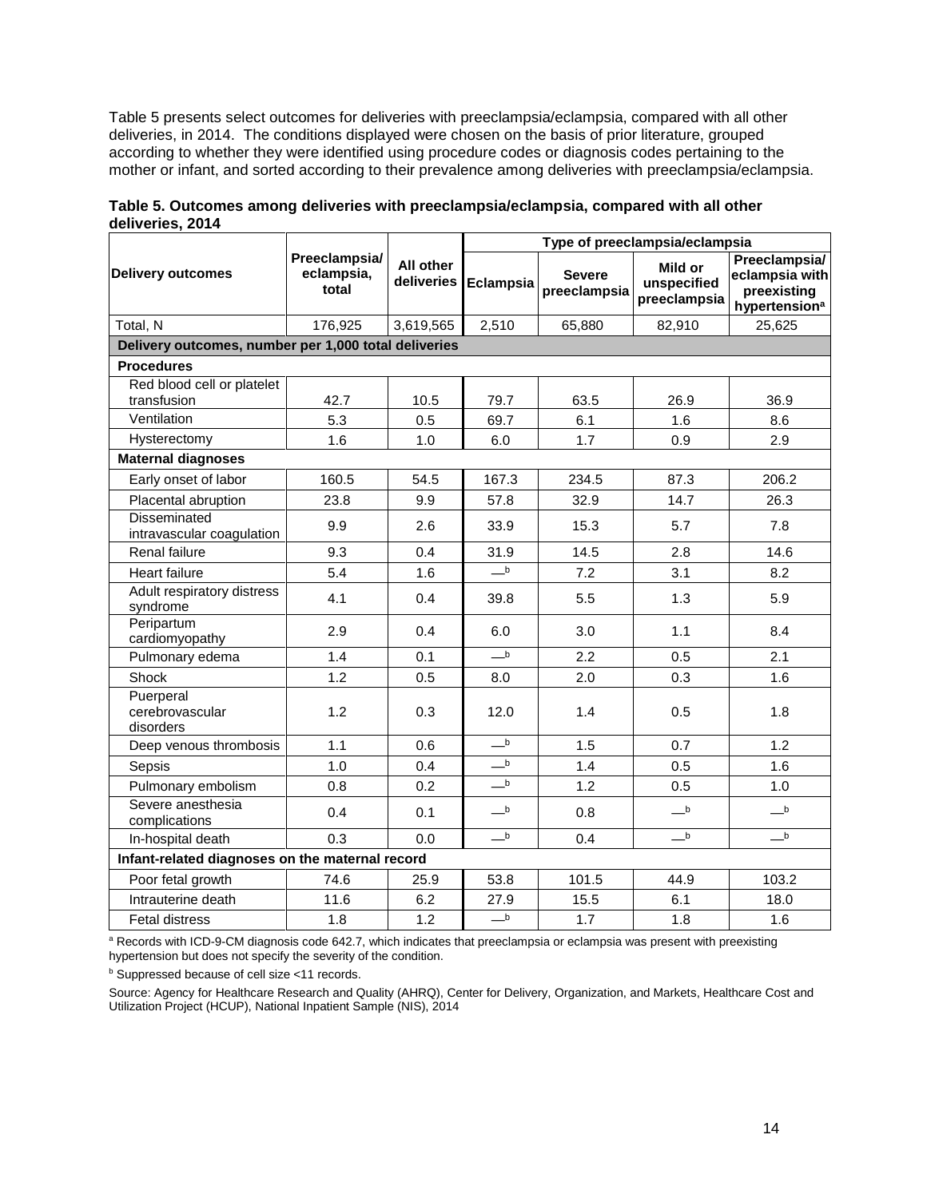Table 5 presents select outcomes for deliveries with preeclampsia/eclampsia, compared with all other deliveries, in 2014. The conditions displayed were chosen on the basis of prior literature, grouped according to whether they were identified using procedure codes or diagnosis codes pertaining to the mother or infant, and sorted according to their prevalence among deliveries with preeclampsia/eclampsia.

**Table 5. Outcomes among deliveries with preeclampsia/eclampsia, compared with all other deliveries, 2014**

| Delivery outcomes | Preeclampsia/ eclampsia, total | All other deliveries | Type of preeclampsia/eclampsia | | | |
|---|---|---|---|---|---|---|
| | | | Eclampsia | Severe preeclampsia | Mild or unspecified preeclampsia | Preeclampsia/ eclampsia with preexisting hypertension[a] |
| Total, N | 176,925 | 3,619,565 | 2,510 | 65,880 | 82,910 | 25,625 |
| **Delivery outcomes, number per 1,000 total deliveries** | | | | | | |
| **Procedures** | | | | | | |
| Red blood cell or platelet transfusion | 42.7 | 10.5 | 79.7 | 63.5 | 26.9 | 36.9 |
| Ventilation | 5.3 | 0.5 | 69.7 | 6.1 | 1.6 | 8.6 |
| Hysterectomy | 1.6 | 1.0 | 6.0 | 1.7 | 0.9 | 2.9 |
| **Maternal diagnoses** | | | | | | |
| Early onset of labor | 160.5 | 54.5 | 167.3 | 234.5 | 87.3 | 206.2 |
| Placental abruption | 23.8 | 9.9 | 57.8 | 32.9 | 14.7 | 26.3 |
| Disseminated intravascular coagulation | 9.9 | 2.6 | 33.9 | 15.3 | 5.7 | 7.8 |
| Renal failure | 9.3 | 0.4 | 31.9 | 14.5 | 2.8 | 14.6 |
| Heart failure | 5.4 | 1.6 | —[b] | 7.2 | 3.1 | 8.2 |
| Adult respiratory distress syndrome | 4.1 | 0.4 | 39.8 | 5.5 | 1.3 | 5.9 |
| Peripartum cardiomyopathy | 2.9 | 0.4 | 6.0 | 3.0 | 1.1 | 8.4 |
| Pulmonary edema | 1.4 | 0.1 | —[b] | 2.2 | 0.5 | 2.1 |
| Shock | 1.2 | 0.5 | 8.0 | 2.0 | 0.3 | 1.6 |
| Puerperal cerebrovascular disorders | 1.2 | 0.3 | 12.0 | 1.4 | 0.5 | 1.8 |
| Deep venous thrombosis | 1.1 | 0.6 | —[b] | 1.5 | 0.7 | 1.2 |
| Sepsis | 1.0 | 0.4 | —[b] | 1.4 | 0.5 | 1.6 |
| Pulmonary embolism | 0.8 | 0.2 | —[b] | 1.2 | 0.5 | 1.0 |
| Severe anesthesia complications | 0.4 | 0.1 | —[b] | 0.8 | —[b] | —[b] |
| In-hospital death | 0.3 | 0.0 | —[b] | 0.4 | —[b] | —[b] |
| **Infant-related diagnoses on the maternal record** | | | | | | |
| Poor fetal growth | 74.6 | 25.9 | 53.8 | 101.5 | 44.9 | 103.2 |
| Intrauterine death | 11.6 | 6.2 | 27.9 | 15.5 | 6.1 | 18.0 |
| Fetal distress | 1.8 | 1.2 | —[b] | 1.7 | 1.8 | 1.6 |

[a] Records with ICD-9-CM diagnosis code 642.7, which indicates that preeclampsia or eclampsia was present with preexisting hypertension but does not specify the severity of the condition.

[b] Suppressed because of cell size <11 records.

Source: Agency for Healthcare Research and Quality (AHRQ), Center for Delivery, Organization, and Markets, Healthcare Cost and Utilization Project (HCUP), National Inpatient Sample (NIS), 2014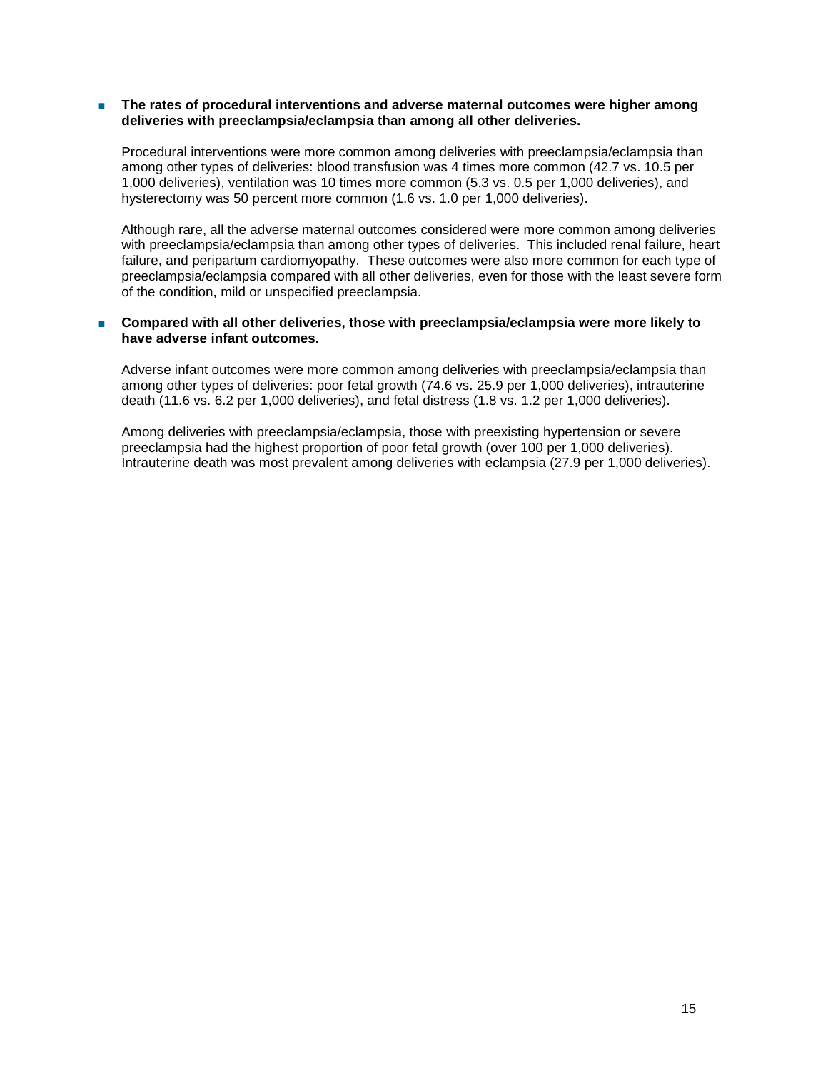- **The rates of procedural interventions and adverse maternal outcomes were higher among deliveries with preeclampsia/eclampsia than among all other deliveries.**

  Procedural interventions were more common among deliveries with preeclampsia/eclampsia than among other types of deliveries: blood transfusion was 4 times more common (42.7 vs. 10.5 per 1,000 deliveries), ventilation was 10 times more common (5.3 vs. 0.5 per 1,000 deliveries), and hysterectomy was 50 percent more common (1.6 vs. 1.0 per 1,000 deliveries).

  Although rare, all the adverse maternal outcomes considered were more common among deliveries with preeclampsia/eclampsia than among other types of deliveries. This included renal failure, heart failure, and peripartum cardiomyopathy. These outcomes were also more common for each type of preeclampsia/eclampsia compared with all other deliveries, even for those with the least severe form of the condition, mild or unspecified preeclampsia.

- **Compared with all other deliveries, those with preeclampsia/eclampsia were more likely to have adverse infant outcomes.**

  Adverse infant outcomes were more common among deliveries with preeclampsia/eclampsia than among other types of deliveries: poor fetal growth (74.6 vs. 25.9 per 1,000 deliveries), intrauterine death (11.6 vs. 6.2 per 1,000 deliveries), and fetal distress (1.8 vs. 1.2 per 1,000 deliveries).

  Among deliveries with preeclampsia/eclampsia, those with preexisting hypertension or severe preeclampsia had the highest proportion of poor fetal growth (over 100 per 1,000 deliveries). Intrauterine death was most prevalent among deliveries with eclampsia (27.9 per 1,000 deliveries).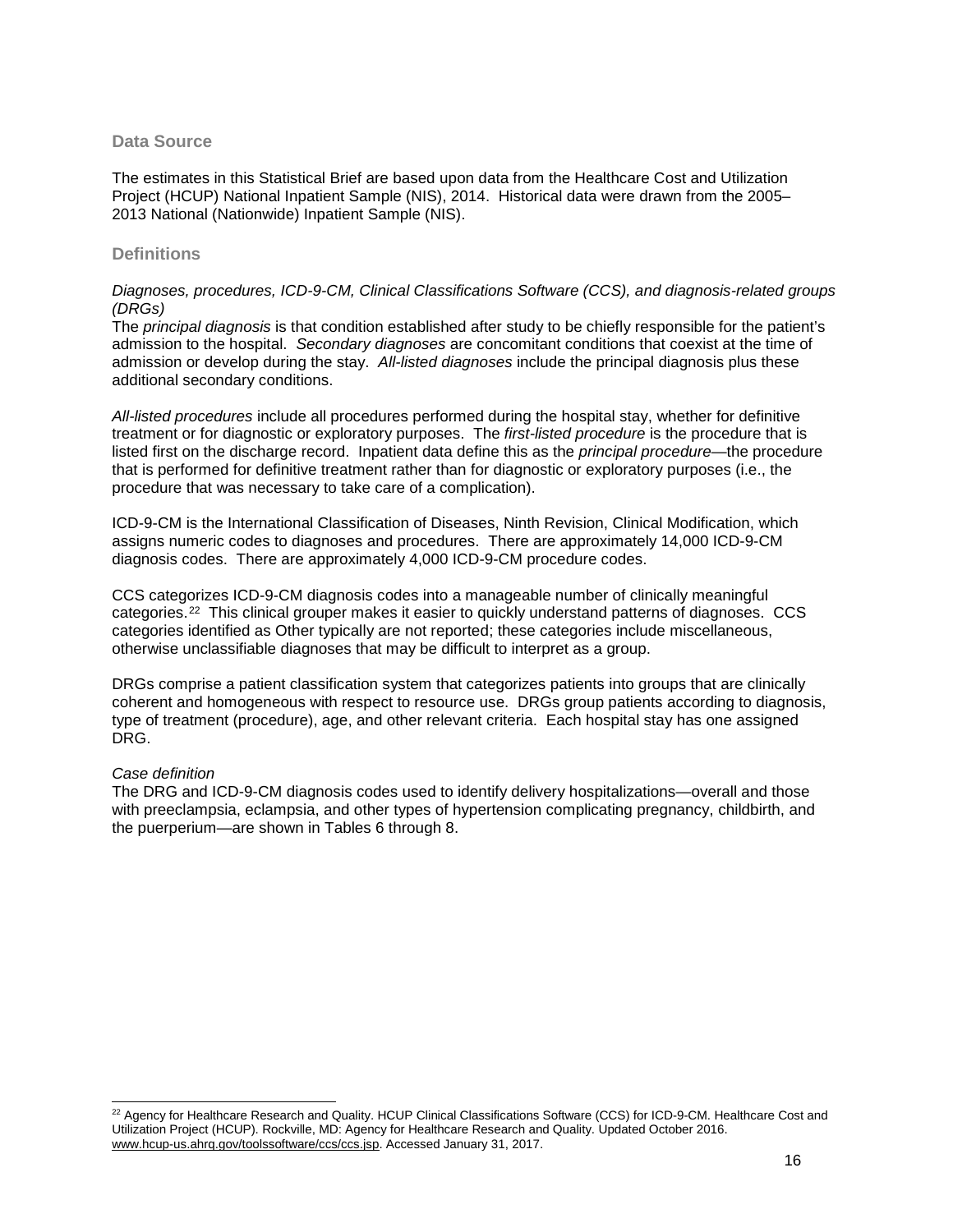## Data Source

The estimates in this Statistical Brief are based upon data from the Healthcare Cost and Utilization Project (HCUP) National Inpatient Sample (NIS), 2014. Historical data were drawn from the 2005–2013 National (Nationwide) Inpatient Sample (NIS).

## Definitions

*Diagnoses, procedures, ICD-9-CM, Clinical Classifications Software (CCS), and diagnosis-related groups (DRGs)*

The *principal diagnosis* is that condition established after study to be chiefly responsible for the patient's admission to the hospital. *Secondary diagnoses* are concomitant conditions that coexist at the time of admission or develop during the stay. *All-listed diagnoses* include the principal diagnosis plus these additional secondary conditions.

*All-listed procedures* include all procedures performed during the hospital stay, whether for definitive treatment or for diagnostic or exploratory purposes. The *first-listed procedure* is the procedure that is listed first on the discharge record. Inpatient data define this as the *principal procedure*—the procedure that is performed for definitive treatment rather than for diagnostic or exploratory purposes (i.e., the procedure that was necessary to take care of a complication).

ICD-9-CM is the International Classification of Diseases, Ninth Revision, Clinical Modification, which assigns numeric codes to diagnoses and procedures. There are approximately 14,000 ICD-9-CM diagnosis codes. There are approximately 4,000 ICD-9-CM procedure codes.

CCS categorizes ICD-9-CM diagnosis codes into a manageable number of clinically meaningful categories.[22] This clinical grouper makes it easier to quickly understand patterns of diagnoses. CCS categories identified as Other typically are not reported; these categories include miscellaneous, otherwise unclassifiable diagnoses that may be difficult to interpret as a group.

DRGs comprise a patient classification system that categorizes patients into groups that are clinically coherent and homogeneous with respect to resource use. DRGs group patients according to diagnosis, type of treatment (procedure), age, and other relevant criteria. Each hospital stay has one assigned DRG.

*Case definition*

The DRG and ICD-9-CM diagnosis codes used to identify delivery hospitalizations—overall and those with preeclampsia, eclampsia, and other types of hypertension complicating pregnancy, childbirth, and the puerperium—are shown in Tables 6 through 8.

[22] Agency for Healthcare Research and Quality. HCUP Clinical Classifications Software (CCS) for ICD-9-CM. Healthcare Cost and Utilization Project (HCUP). Rockville, MD: Agency for Healthcare Research and Quality. Updated October 2016. www.hcup-us.ahrq.gov/toolssoftware/ccs/ccs.jsp. Accessed January 31, 2017.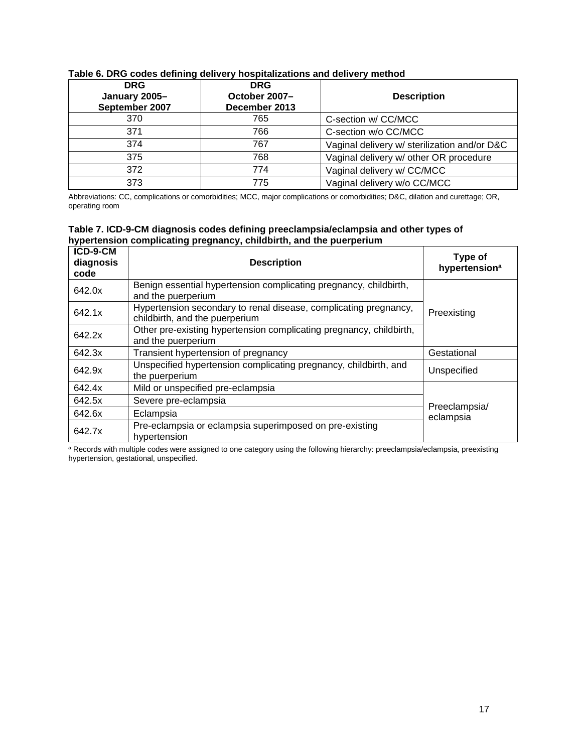**Table 6. DRG codes defining delivery hospitalizations and delivery method**

| DRG January 2005–September 2007 | DRG October 2007–December 2013 | Description |
|---|---|---|
| 370 | 765 | C-section w/ CC/MCC |
| 371 | 766 | C-section w/o CC/MCC |
| 374 | 767 | Vaginal delivery w/ sterilization and/or D&C |
| 375 | 768 | Vaginal delivery w/ other OR procedure |
| 372 | 774 | Vaginal delivery w/ CC/MCC |
| 373 | 775 | Vaginal delivery w/o CC/MCC |

Abbreviations: CC, complications or comorbidities; MCC, major complications or comorbidities; D&C, dilation and curettage; OR, operating room

**Table 7. ICD-9-CM diagnosis codes defining preeclampsia/eclampsia and other types of hypertension complicating pregnancy, childbirth, and the puerperium**

| ICD-9-CM diagnosis code | Description | Type of hypertension[a] |
|---|---|---|
| 642.0x | Benign essential hypertension complicating pregnancy, childbirth, and the puerperium | Preexisting |
| 642.1x | Hypertension secondary to renal disease, complicating pregnancy, childbirth, and the puerperium | |
| 642.2x | Other pre-existing hypertension complicating pregnancy, childbirth, and the puerperium | |
| 642.3x | Transient hypertension of pregnancy | Gestational |
| 642.9x | Unspecified hypertension complicating pregnancy, childbirth, and the puerperium | Unspecified |
| 642.4x | Mild or unspecified pre-eclampsia | Preeclampsia/ eclampsia |
| 642.5x | Severe pre-eclampsia | |
| 642.6x | Eclampsia | |
| 642.7x | Pre-eclampsia or eclampsia superimposed on pre-existing hypertension | |

[a] Records with multiple codes were assigned to one category using the following hierarchy: preeclampsia/eclampsia, preexisting hypertension, gestational, unspecified.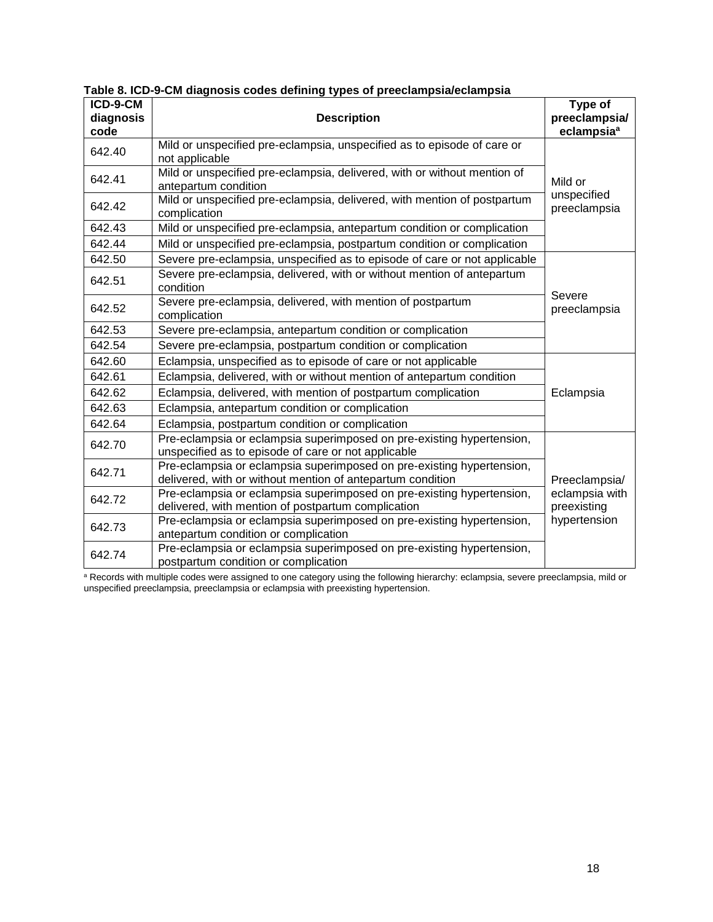**Table 8. ICD-9-CM diagnosis codes defining types of preeclampsia/eclampsia**

| ICD-9-CM diagnosis code | Description | Type of preeclampsia/ eclampsia[a] |
|---|---|---|
| 642.40 | Mild or unspecified pre-eclampsia, unspecified as to episode of care or not applicable | Mild or unspecified preeclampsia |
| 642.41 | Mild or unspecified pre-eclampsia, delivered, with or without mention of antepartum condition | |
| 642.42 | Mild or unspecified pre-eclampsia, delivered, with mention of postpartum complication | |
| 642.43 | Mild or unspecified pre-eclampsia, antepartum condition or complication | |
| 642.44 | Mild or unspecified pre-eclampsia, postpartum condition or complication | |
| 642.50 | Severe pre-eclampsia, unspecified as to episode of care or not applicable | Severe preeclampsia |
| 642.51 | Severe pre-eclampsia, delivered, with or without mention of antepartum condition | |
| 642.52 | Severe pre-eclampsia, delivered, with mention of postpartum complication | |
| 642.53 | Severe pre-eclampsia, antepartum condition or complication | |
| 642.54 | Severe pre-eclampsia, postpartum condition or complication | |
| 642.60 | Eclampsia, unspecified as to episode of care or not applicable | Eclampsia |
| 642.61 | Eclampsia, delivered, with or without mention of antepartum condition | |
| 642.62 | Eclampsia, delivered, with mention of postpartum complication | |
| 642.63 | Eclampsia, antepartum condition or complication | |
| 642.64 | Eclampsia, postpartum condition or complication | |
| 642.70 | Pre-eclampsia or eclampsia superimposed on pre-existing hypertension, unspecified as to episode of care or not applicable | Preeclampsia/ eclampsia with preexisting hypertension |
| 642.71 | Pre-eclampsia or eclampsia superimposed on pre-existing hypertension, delivered, with or without mention of antepartum condition | |
| 642.72 | Pre-eclampsia or eclampsia superimposed on pre-existing hypertension, delivered, with mention of postpartum complication | |
| 642.73 | Pre-eclampsia or eclampsia superimposed on pre-existing hypertension, antepartum condition or complication | |
| 642.74 | Pre-eclampsia or eclampsia superimposed on pre-existing hypertension, postpartum condition or complication | |

[a] Records with multiple codes were assigned to one category using the following hierarchy: eclampsia, severe preeclampsia, mild or unspecified preeclampsia, preeclampsia or eclampsia with preexisting hypertension.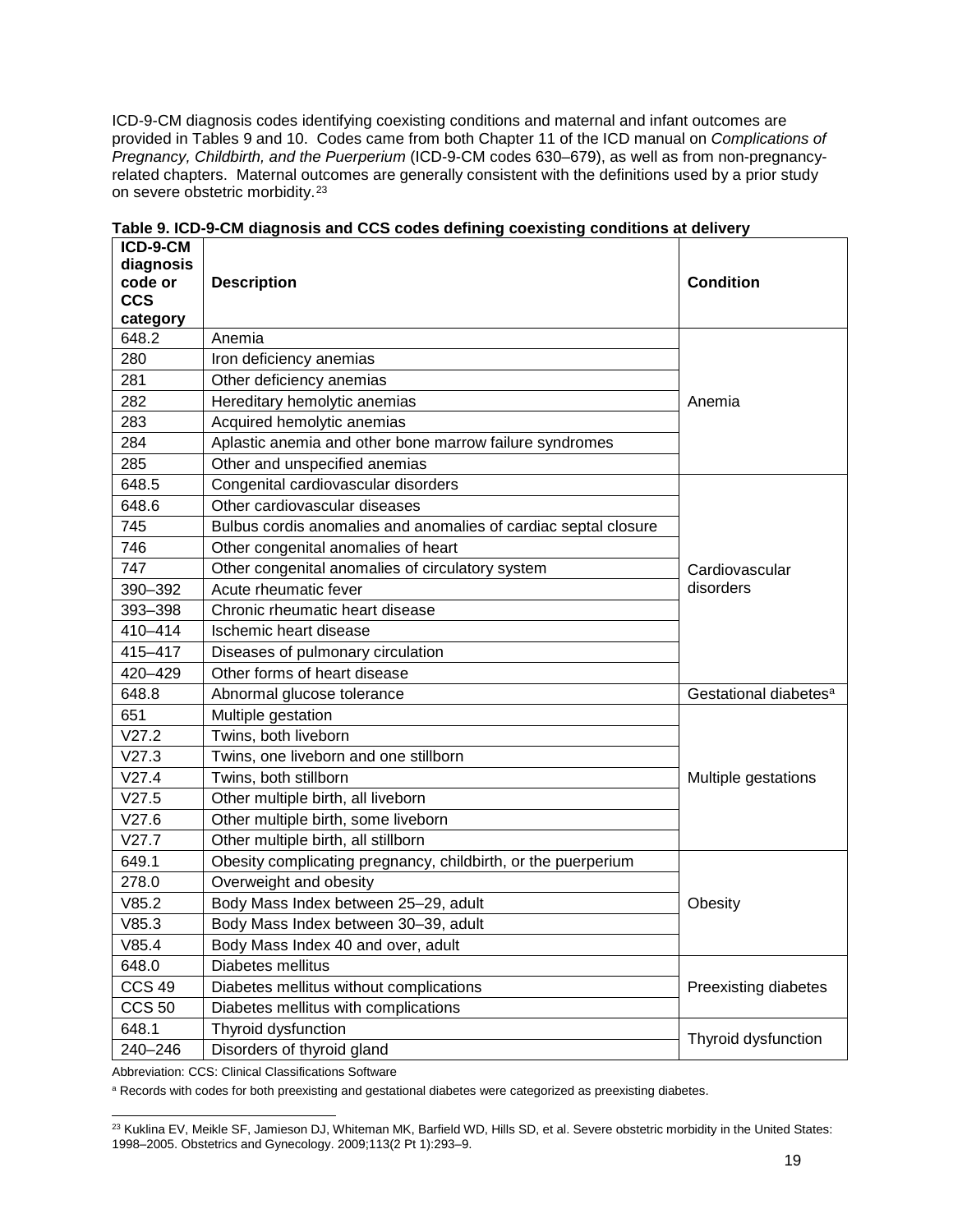ICD-9-CM diagnosis codes identifying coexisting conditions and maternal and infant outcomes are provided in Tables 9 and 10. Codes came from both Chapter 11 of the ICD manual on *Complications of Pregnancy, Childbirth, and the Puerperium* (ICD-9-CM codes 630–679), as well as from non-pregnancy-related chapters. Maternal outcomes are generally consistent with the definitions used by a prior study on severe obstetric morbidity.[23]

**Table 9. ICD-9-CM diagnosis and CCS codes defining coexisting conditions at delivery**

| ICD-9-CM diagnosis code or CCS category | Description | Condition |
|---|---|---|
| 648.2 | Anemia | Anemia |
| 280 | Iron deficiency anemias | |
| 281 | Other deficiency anemias | |
| 282 | Hereditary hemolytic anemias | |
| 283 | Acquired hemolytic anemias | |
| 284 | Aplastic anemia and other bone marrow failure syndromes | |
| 285 | Other and unspecified anemias | |
| 648.5 | Congenital cardiovascular disorders | Cardiovascular disorders |
| 648.6 | Other cardiovascular diseases | |
| 745 | Bulbus cordis anomalies and anomalies of cardiac septal closure | |
| 746 | Other congenital anomalies of heart | |
| 747 | Other congenital anomalies of circulatory system | |
| 390–392 | Acute rheumatic fever | |
| 393–398 | Chronic rheumatic heart disease | |
| 410–414 | Ischemic heart disease | |
| 415–417 | Diseases of pulmonary circulation | |
| 420–429 | Other forms of heart disease | |
| 648.8 | Abnormal glucose tolerance | Gestational diabetes[a] |
| 651 | Multiple gestation | Multiple gestations |
| V27.2 | Twins, both liveborn | |
| V27.3 | Twins, one liveborn and one stillborn | |
| V27.4 | Twins, both stillborn | |
| V27.5 | Other multiple birth, all liveborn | |
| V27.6 | Other multiple birth, some liveborn | |
| V27.7 | Other multiple birth, all stillborn | |
| 649.1 | Obesity complicating pregnancy, childbirth, or the puerperium | Obesity |
| 278.0 | Overweight and obesity | |
| V85.2 | Body Mass Index between 25–29, adult | |
| V85.3 | Body Mass Index between 30–39, adult | |
| V85.4 | Body Mass Index 40 and over, adult | |
| 648.0 | Diabetes mellitus | Preexisting diabetes |
| CCS 49 | Diabetes mellitus without complications | |
| CCS 50 | Diabetes mellitus with complications | |
| 648.1 | Thyroid dysfunction | Thyroid dysfunction |
| 240–246 | Disorders of thyroid gland | |

Abbreviation: CCS: Clinical Classifications Software

[a] Records with codes for both preexisting and gestational diabetes were categorized as preexisting diabetes.

[23] Kuklina EV, Meikle SF, Jamieson DJ, Whiteman MK, Barfield WD, Hills SD, et al. Severe obstetric morbidity in the United States: 1998–2005. Obstetrics and Gynecology. 2009;113(2 Pt 1):293–9.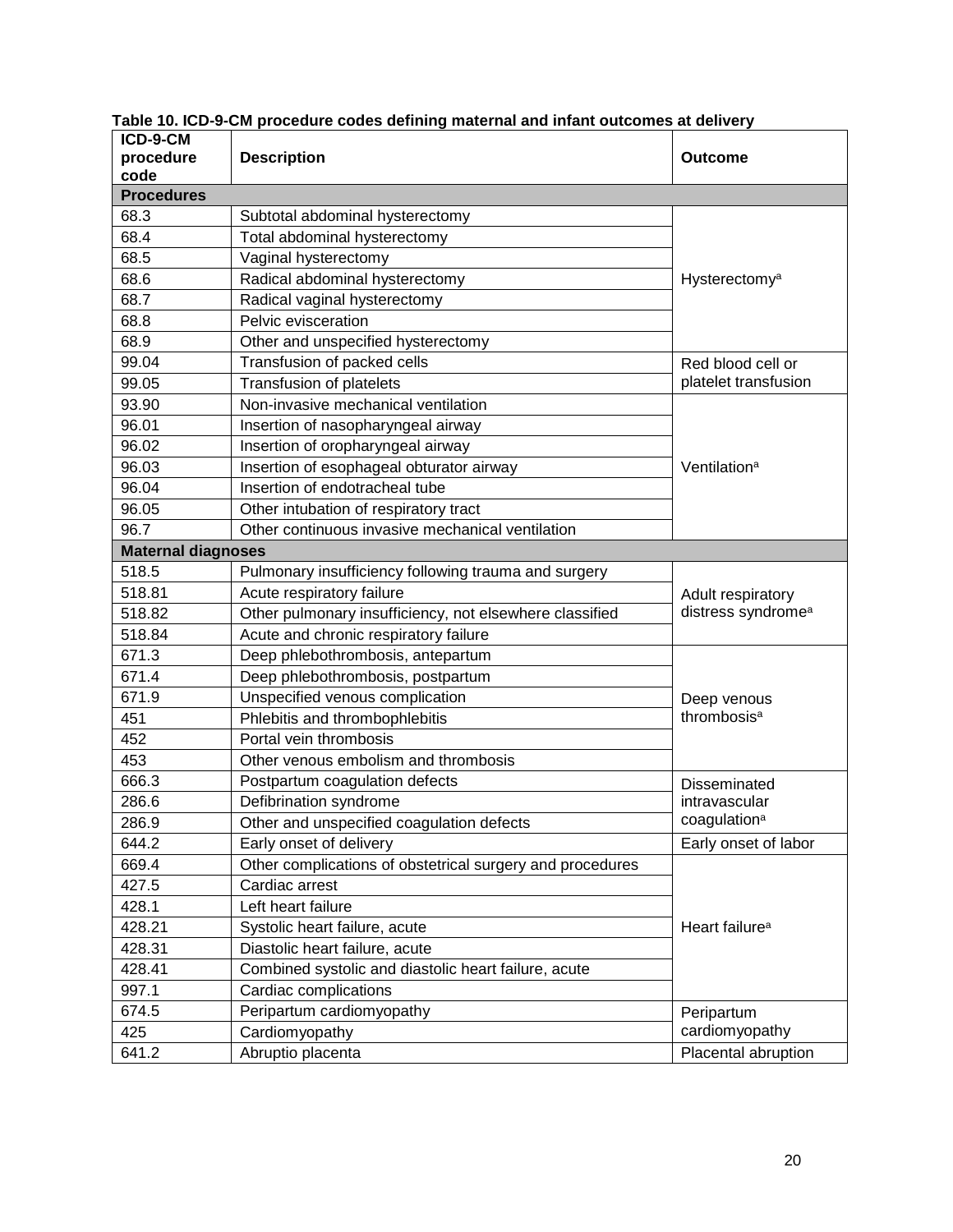**Table 10. ICD-9-CM procedure codes defining maternal and infant outcomes at delivery**

| ICD-9-CM procedure code | Description | Outcome |
|---|---|---|
| **Procedures** | | |
| 68.3 | Subtotal abdominal hysterectomy | Hysterectomy[a] |
| 68.4 | Total abdominal hysterectomy | |
| 68.5 | Vaginal hysterectomy | |
| 68.6 | Radical abdominal hysterectomy | |
| 68.7 | Radical vaginal hysterectomy | |
| 68.8 | Pelvic evisceration | |
| 68.9 | Other and unspecified hysterectomy | |
| 99.04 | Transfusion of packed cells | Red blood cell or platelet transfusion |
| 99.05 | Transfusion of platelets | |
| 93.90 | Non-invasive mechanical ventilation | Ventilation[a] |
| 96.01 | Insertion of nasopharyngeal airway | |
| 96.02 | Insertion of oropharyngeal airway | |
| 96.03 | Insertion of esophageal obturator airway | |
| 96.04 | Insertion of endotracheal tube | |
| 96.05 | Other intubation of respiratory tract | |
| 96.7 | Other continuous invasive mechanical ventilation | |
| **Maternal diagnoses** | | |
| 518.5 | Pulmonary insufficiency following trauma and surgery | Adult respiratory distress syndrome[a] |
| 518.81 | Acute respiratory failure | |
| 518.82 | Other pulmonary insufficiency, not elsewhere classified | |
| 518.84 | Acute and chronic respiratory failure | |
| 671.3 | Deep phlebothrombosis, antepartum | Deep venous thrombosis[a] |
| 671.4 | Deep phlebothrombosis, postpartum | |
| 671.9 | Unspecified venous complication | |
| 451 | Phlebitis and thrombophlebitis | |
| 452 | Portal vein thrombosis | |
| 453 | Other venous embolism and thrombosis | |
| 666.3 | Postpartum coagulation defects | Disseminated intravascular coagulation[a] |
| 286.6 | Defibrination syndrome | |
| 286.9 | Other and unspecified coagulation defects | |
| 644.2 | Early onset of delivery | Early onset of labor |
| 669.4 | Other complications of obstetrical surgery and procedures | Heart failure[a] |
| 427.5 | Cardiac arrest | |
| 428.1 | Left heart failure | |
| 428.21 | Systolic heart failure, acute | |
| 428.31 | Diastolic heart failure, acute | |
| 428.41 | Combined systolic and diastolic heart failure, acute | |
| 997.1 | Cardiac complications | |
| 674.5 | Peripartum cardiomyopathy | Peripartum cardiomyopathy |
| 425 | Cardiomyopathy | |
| 641.2 | Abruptio placenta | Placental abruption |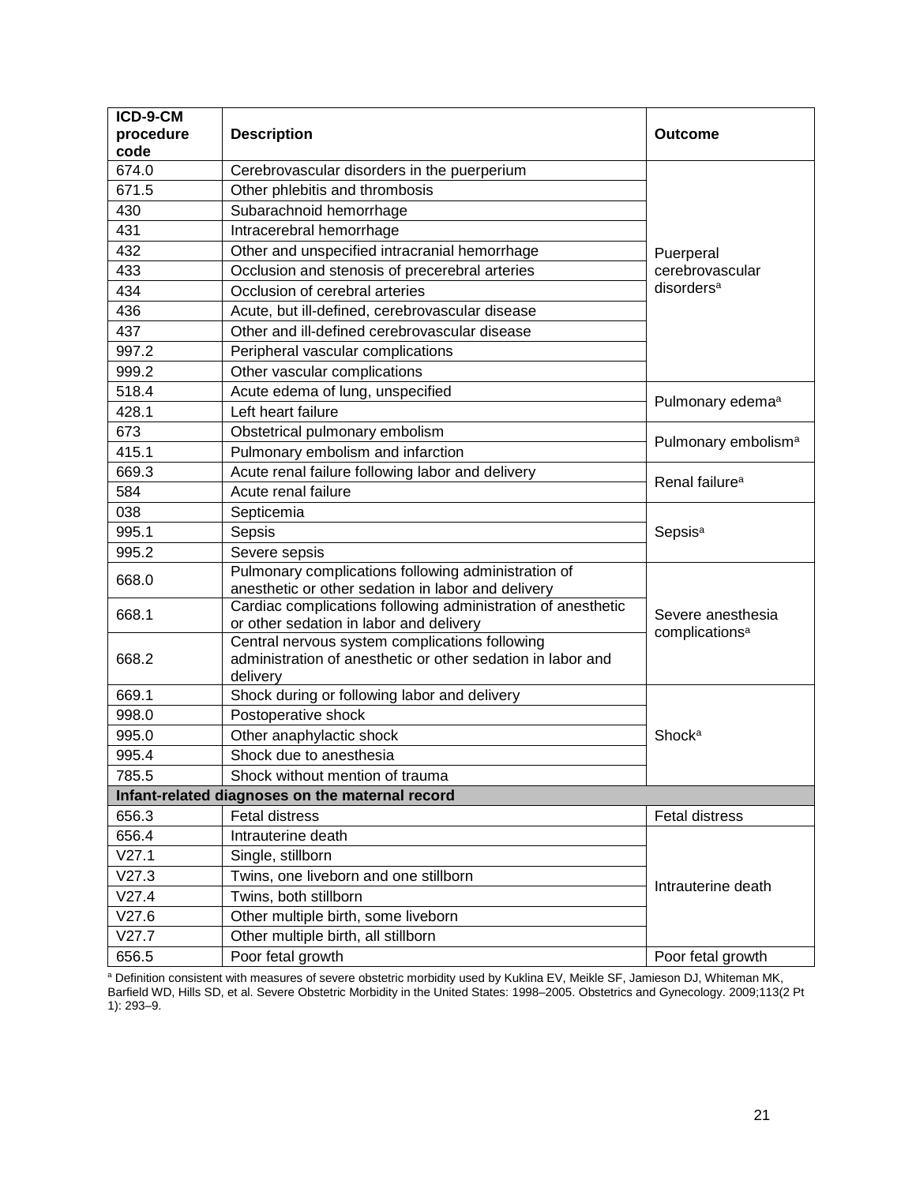| ICD-9-CM procedure code | Description | Outcome |
|---|---|---|
| 674.0 | Cerebrovascular disorders in the puerperium | Puerperal cerebrovascular disorders[a] |
| 671.5 | Other phlebitis and thrombosis | |
| 430 | Subarachnoid hemorrhage | |
| 431 | Intracerebral hemorrhage | |
| 432 | Other and unspecified intracranial hemorrhage | |
| 433 | Occlusion and stenosis of precerebral arteries | |
| 434 | Occlusion of cerebral arteries | |
| 436 | Acute, but ill-defined, cerebrovascular disease | |
| 437 | Other and ill-defined cerebrovascular disease | |
| 997.2 | Peripheral vascular complications | |
| 999.2 | Other vascular complications | |
| 518.4 | Acute edema of lung, unspecified | Pulmonary edema[a] |
| 428.1 | Left heart failure | |
| 673 | Obstetrical pulmonary embolism | Pulmonary embolism[a] |
| 415.1 | Pulmonary embolism and infarction | |
| 669.3 | Acute renal failure following labor and delivery | Renal failure[a] |
| 584 | Acute renal failure | |
| 038 | Septicemia | Sepsis[a] |
| 995.1 | Sepsis | |
| 995.2 | Severe sepsis | |
| 668.0 | Pulmonary complications following administration of anesthetic or other sedation in labor and delivery | Severe anesthesia complications[a] |
| 668.1 | Cardiac complications following administration of anesthetic or other sedation in labor and delivery | |
| 668.2 | Central nervous system complications following administration of anesthetic or other sedation in labor and delivery | |
| 669.1 | Shock during or following labor and delivery | Shock[a] |
| 998.0 | Postoperative shock | |
| 995.0 | Other anaphylactic shock | |
| 995.4 | Shock due to anesthesia | |
| 785.5 | Shock without mention of trauma | |
| **Infant-related diagnoses on the maternal record** | | |
| 656.3 | Fetal distress | Fetal distress |
| 656.4 | Intrauterine death | Intrauterine death |
| V27.1 | Single, stillborn | |
| V27.3 | Twins, one liveborn and one stillborn | |
| V27.4 | Twins, both stillborn | |
| V27.6 | Other multiple birth, some liveborn | |
| V27.7 | Other multiple birth, all stillborn | |
| 656.5 | Poor fetal growth | Poor fetal growth |

[a] Definition consistent with measures of severe obstetric morbidity used by Kuklina EV, Meikle SF, Jamieson DJ, Whiteman MK, Barfield WD, Hills SD, et al. Severe Obstetric Morbidity in the United States: 1998–2005. Obstetrics and Gynecology. 2009;113(2 Pt 1): 293–9.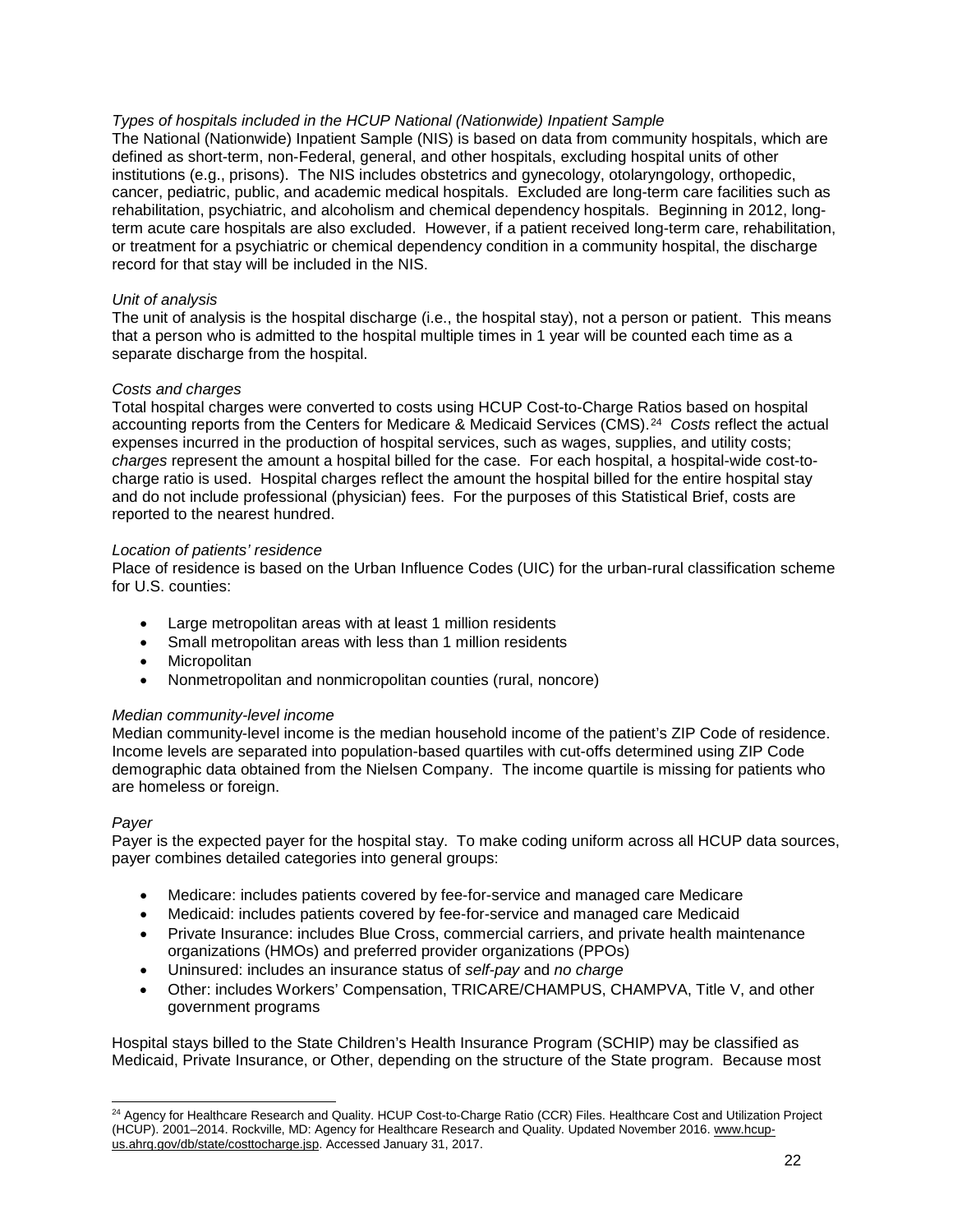*Types of hospitals included in the HCUP National (Nationwide) Inpatient Sample*

The National (Nationwide) Inpatient Sample (NIS) is based on data from community hospitals, which are defined as short-term, non-Federal, general, and other hospitals, excluding hospital units of other institutions (e.g., prisons). The NIS includes obstetrics and gynecology, otolaryngology, orthopedic, cancer, pediatric, public, and academic medical hospitals. Excluded are long-term care facilities such as rehabilitation, psychiatric, and alcoholism and chemical dependency hospitals. Beginning in 2012, long-term acute care hospitals are also excluded. However, if a patient received long-term care, rehabilitation, or treatment for a psychiatric or chemical dependency condition in a community hospital, the discharge record for that stay will be included in the NIS.

*Unit of analysis*

The unit of analysis is the hospital discharge (i.e., the hospital stay), not a person or patient. This means that a person who is admitted to the hospital multiple times in 1 year will be counted each time as a separate discharge from the hospital.

*Costs and charges*

Total hospital charges were converted to costs using HCUP Cost-to-Charge Ratios based on hospital accounting reports from the Centers for Medicare & Medicaid Services (CMS).[24] *Costs* reflect the actual expenses incurred in the production of hospital services, such as wages, supplies, and utility costs; *charges* represent the amount a hospital billed for the case. For each hospital, a hospital-wide cost-to-charge ratio is used. Hospital charges reflect the amount the hospital billed for the entire hospital stay and do not include professional (physician) fees. For the purposes of this Statistical Brief, costs are reported to the nearest hundred.

*Location of patients' residence*

Place of residence is based on the Urban Influence Codes (UIC) for the urban-rural classification scheme for U.S. counties:

- Large metropolitan areas with at least 1 million residents
- Small metropolitan areas with less than 1 million residents
- Micropolitan
- Nonmetropolitan and nonmicropolitan counties (rural, noncore)

*Median community-level income*

Median community-level income is the median household income of the patient's ZIP Code of residence. Income levels are separated into population-based quartiles with cut-offs determined using ZIP Code demographic data obtained from the Nielsen Company. The income quartile is missing for patients who are homeless or foreign.

*Payer*

Payer is the expected payer for the hospital stay. To make coding uniform across all HCUP data sources, payer combines detailed categories into general groups:

- Medicare: includes patients covered by fee-for-service and managed care Medicare
- Medicaid: includes patients covered by fee-for-service and managed care Medicaid
- Private Insurance: includes Blue Cross, commercial carriers, and private health maintenance organizations (HMOs) and preferred provider organizations (PPOs)
- Uninsured: includes an insurance status of *self-pay* and *no charge*
- Other: includes Workers' Compensation, TRICARE/CHAMPUS, CHAMPVA, Title V, and other government programs

Hospital stays billed to the State Children's Health Insurance Program (SCHIP) may be classified as Medicaid, Private Insurance, or Other, depending on the structure of the State program. Because most

[24] Agency for Healthcare Research and Quality. HCUP Cost-to-Charge Ratio (CCR) Files. Healthcare Cost and Utilization Project (HCUP). 2001–2014. Rockville, MD: Agency for Healthcare Research and Quality. Updated November 2016. www.hcup-us.ahrq.gov/db/state/costtocharge.jsp. Accessed January 31, 2017.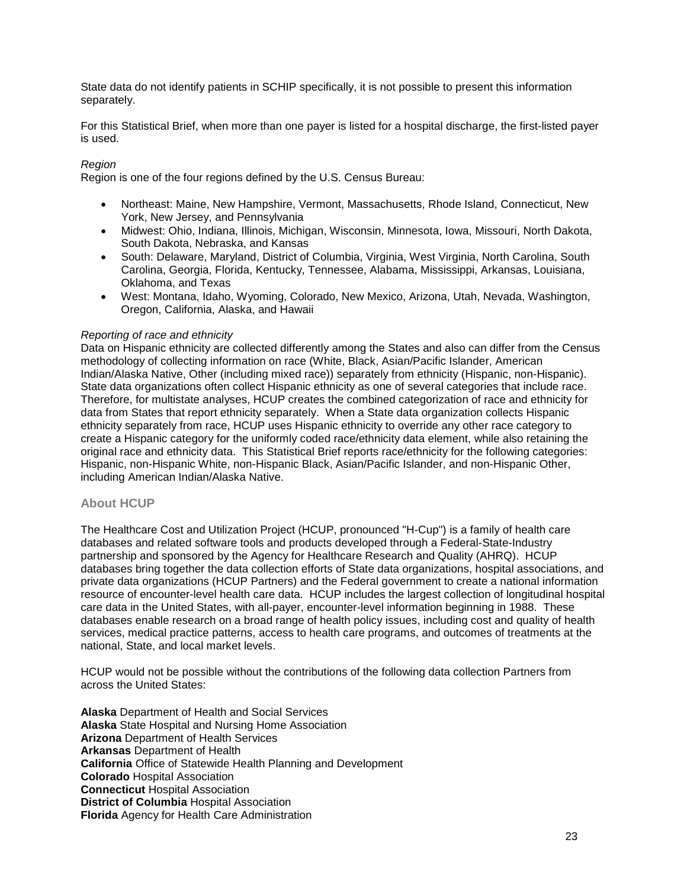State data do not identify patients in SCHIP specifically, it is not possible to present this information separately.

For this Statistical Brief, when more than one payer is listed for a hospital discharge, the first-listed payer is used.

*Region*
Region is one of the four regions defined by the U.S. Census Bureau:

- Northeast: Maine, New Hampshire, Vermont, Massachusetts, Rhode Island, Connecticut, New York, New Jersey, and Pennsylvania
- Midwest: Ohio, Indiana, Illinois, Michigan, Wisconsin, Minnesota, Iowa, Missouri, North Dakota, South Dakota, Nebraska, and Kansas
- South: Delaware, Maryland, District of Columbia, Virginia, West Virginia, North Carolina, South Carolina, Georgia, Florida, Kentucky, Tennessee, Alabama, Mississippi, Arkansas, Louisiana, Oklahoma, and Texas
- West: Montana, Idaho, Wyoming, Colorado, New Mexico, Arizona, Utah, Nevada, Washington, Oregon, California, Alaska, and Hawaii

*Reporting of race and ethnicity*
Data on Hispanic ethnicity are collected differently among the States and also can differ from the Census methodology of collecting information on race (White, Black, Asian/Pacific Islander, American Indian/Alaska Native, Other (including mixed race)) separately from ethnicity (Hispanic, non-Hispanic). State data organizations often collect Hispanic ethnicity as one of several categories that include race. Therefore, for multistate analyses, HCUP creates the combined categorization of race and ethnicity for data from States that report ethnicity separately. When a State data organization collects Hispanic ethnicity separately from race, HCUP uses Hispanic ethnicity to override any other race category to create a Hispanic category for the uniformly coded race/ethnicity data element, while also retaining the original race and ethnicity data. This Statistical Brief reports race/ethnicity for the following categories: Hispanic, non-Hispanic White, non-Hispanic Black, Asian/Pacific Islander, and non-Hispanic Other, including American Indian/Alaska Native.

## About HCUP

The Healthcare Cost and Utilization Project (HCUP, pronounced "H-Cup") is a family of health care databases and related software tools and products developed through a Federal-State-Industry partnership and sponsored by the Agency for Healthcare Research and Quality (AHRQ). HCUP databases bring together the data collection efforts of State data organizations, hospital associations, and private data organizations (HCUP Partners) and the Federal government to create a national information resource of encounter-level health care data. HCUP includes the largest collection of longitudinal hospital care data in the United States, with all-payer, encounter-level information beginning in 1988. These databases enable research on a broad range of health policy issues, including cost and quality of health services, medical practice patterns, access to health care programs, and outcomes of treatments at the national, State, and local market levels.

HCUP would not be possible without the contributions of the following data collection Partners from across the United States:

**Alaska** Department of Health and Social Services
**Alaska** State Hospital and Nursing Home Association
**Arizona** Department of Health Services
**Arkansas** Department of Health
**California** Office of Statewide Health Planning and Development
**Colorado** Hospital Association
**Connecticut** Hospital Association
**District of Columbia** Hospital Association
**Florida** Agency for Health Care Administration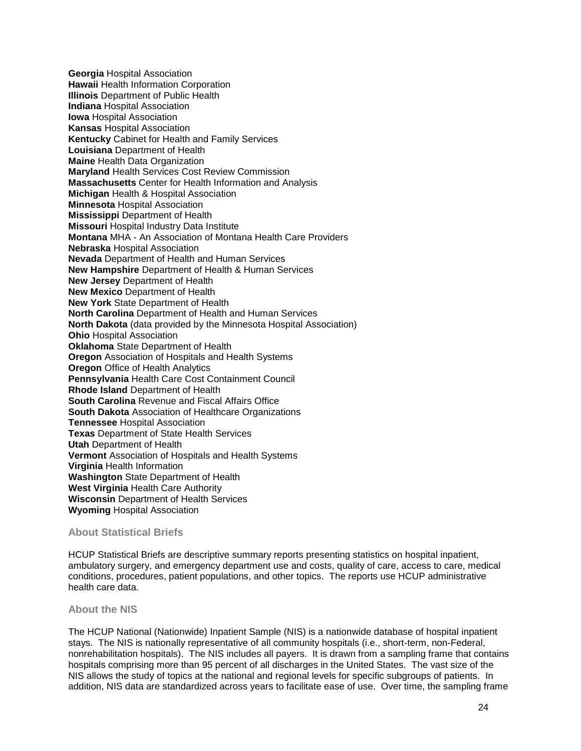**Georgia** Hospital Association
**Hawaii** Health Information Corporation
**Illinois** Department of Public Health
**Indiana** Hospital Association
**Iowa** Hospital Association
**Kansas** Hospital Association
**Kentucky** Cabinet for Health and Family Services
**Louisiana** Department of Health
**Maine** Health Data Organization
**Maryland** Health Services Cost Review Commission
**Massachusetts** Center for Health Information and Analysis
**Michigan** Health & Hospital Association
**Minnesota** Hospital Association
**Mississippi** Department of Health
**Missouri** Hospital Industry Data Institute
**Montana** MHA - An Association of Montana Health Care Providers
**Nebraska** Hospital Association
**Nevada** Department of Health and Human Services
**New Hampshire** Department of Health & Human Services
**New Jersey** Department of Health
**New Mexico** Department of Health
**New York** State Department of Health
**North Carolina** Department of Health and Human Services
**North Dakota** (data provided by the Minnesota Hospital Association)
**Ohio** Hospital Association
**Oklahoma** State Department of Health
**Oregon** Association of Hospitals and Health Systems
**Oregon** Office of Health Analytics
**Pennsylvania** Health Care Cost Containment Council
**Rhode Island** Department of Health
**South Carolina** Revenue and Fiscal Affairs Office
**South Dakota** Association of Healthcare Organizations
**Tennessee** Hospital Association
**Texas** Department of State Health Services
**Utah** Department of Health
**Vermont** Association of Hospitals and Health Systems
**Virginia** Health Information
**Washington** State Department of Health
**West Virginia** Health Care Authority
**Wisconsin** Department of Health Services
**Wyoming** Hospital Association

## About Statistical Briefs

HCUP Statistical Briefs are descriptive summary reports presenting statistics on hospital inpatient, ambulatory surgery, and emergency department use and costs, quality of care, access to care, medical conditions, procedures, patient populations, and other topics. The reports use HCUP administrative health care data.

## About the NIS

The HCUP National (Nationwide) Inpatient Sample (NIS) is a nationwide database of hospital inpatient stays. The NIS is nationally representative of all community hospitals (i.e., short-term, non-Federal, nonrehabilitation hospitals). The NIS includes all payers. It is drawn from a sampling frame that contains hospitals comprising more than 95 percent of all discharges in the United States. The vast size of the NIS allows the study of topics at the national and regional levels for specific subgroups of patients. In addition, NIS data are standardized across years to facilitate ease of use. Over time, the sampling frame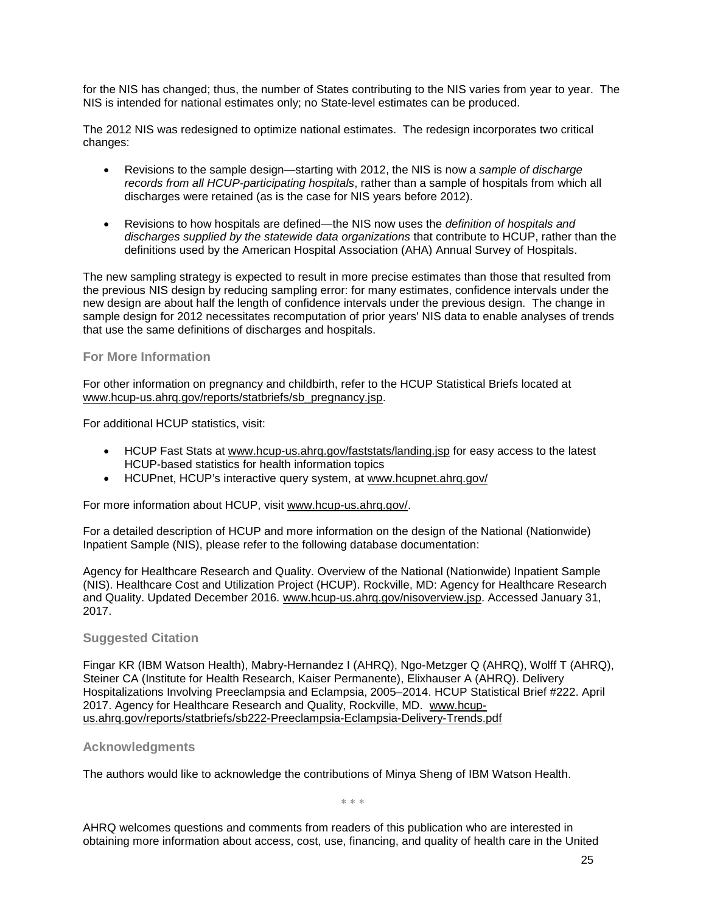for the NIS has changed; thus, the number of States contributing to the NIS varies from year to year. The NIS is intended for national estimates only; no State-level estimates can be produced.

The 2012 NIS was redesigned to optimize national estimates. The redesign incorporates two critical changes:

- Revisions to the sample design—starting with 2012, the NIS is now a *sample of discharge records from all HCUP-participating hospitals*, rather than a sample of hospitals from which all discharges were retained (as is the case for NIS years before 2012).

- Revisions to how hospitals are defined—the NIS now uses the *definition of hospitals and discharges supplied by the statewide data organizations* that contribute to HCUP, rather than the definitions used by the American Hospital Association (AHA) Annual Survey of Hospitals.

The new sampling strategy is expected to result in more precise estimates than those that resulted from the previous NIS design by reducing sampling error: for many estimates, confidence intervals under the new design are about half the length of confidence intervals under the previous design. The change in sample design for 2012 necessitates recomputation of prior years' NIS data to enable analyses of trends that use the same definitions of discharges and hospitals.

### For More Information

For other information on pregnancy and childbirth, refer to the HCUP Statistical Briefs located at www.hcup-us.ahrq.gov/reports/statbriefs/sb_pregnancy.jsp.

For additional HCUP statistics, visit:

- HCUP Fast Stats at www.hcup-us.ahrq.gov/faststats/landing.jsp for easy access to the latest HCUP-based statistics for health information topics
- HCUPnet, HCUP's interactive query system, at www.hcupnet.ahrq.gov/

For more information about HCUP, visit www.hcup-us.ahrq.gov/.

For a detailed description of HCUP and more information on the design of the National (Nationwide) Inpatient Sample (NIS), please refer to the following database documentation:

Agency for Healthcare Research and Quality. Overview of the National (Nationwide) Inpatient Sample (NIS). Healthcare Cost and Utilization Project (HCUP). Rockville, MD: Agency for Healthcare Research and Quality. Updated December 2016. www.hcup-us.ahrq.gov/nisoverview.jsp. Accessed January 31, 2017.

### Suggested Citation

Fingar KR (IBM Watson Health), Mabry-Hernandez I (AHRQ), Ngo-Metzger Q (AHRQ), Wolff T (AHRQ), Steiner CA (Institute for Health Research, Kaiser Permanente), Elixhauser A (AHRQ). Delivery Hospitalizations Involving Preeclampsia and Eclampsia, 2005–2014. HCUP Statistical Brief #222. April 2017. Agency for Healthcare Research and Quality, Rockville, MD. www.hcup-us.ahrq.gov/reports/statbriefs/sb222-Preeclampsia-Eclampsia-Delivery-Trends.pdf

### Acknowledgments

The authors would like to acknowledge the contributions of Minya Sheng of IBM Watson Health.

\* \* \*

AHRQ welcomes questions and comments from readers of this publication who are interested in obtaining more information about access, cost, use, financing, and quality of health care in the United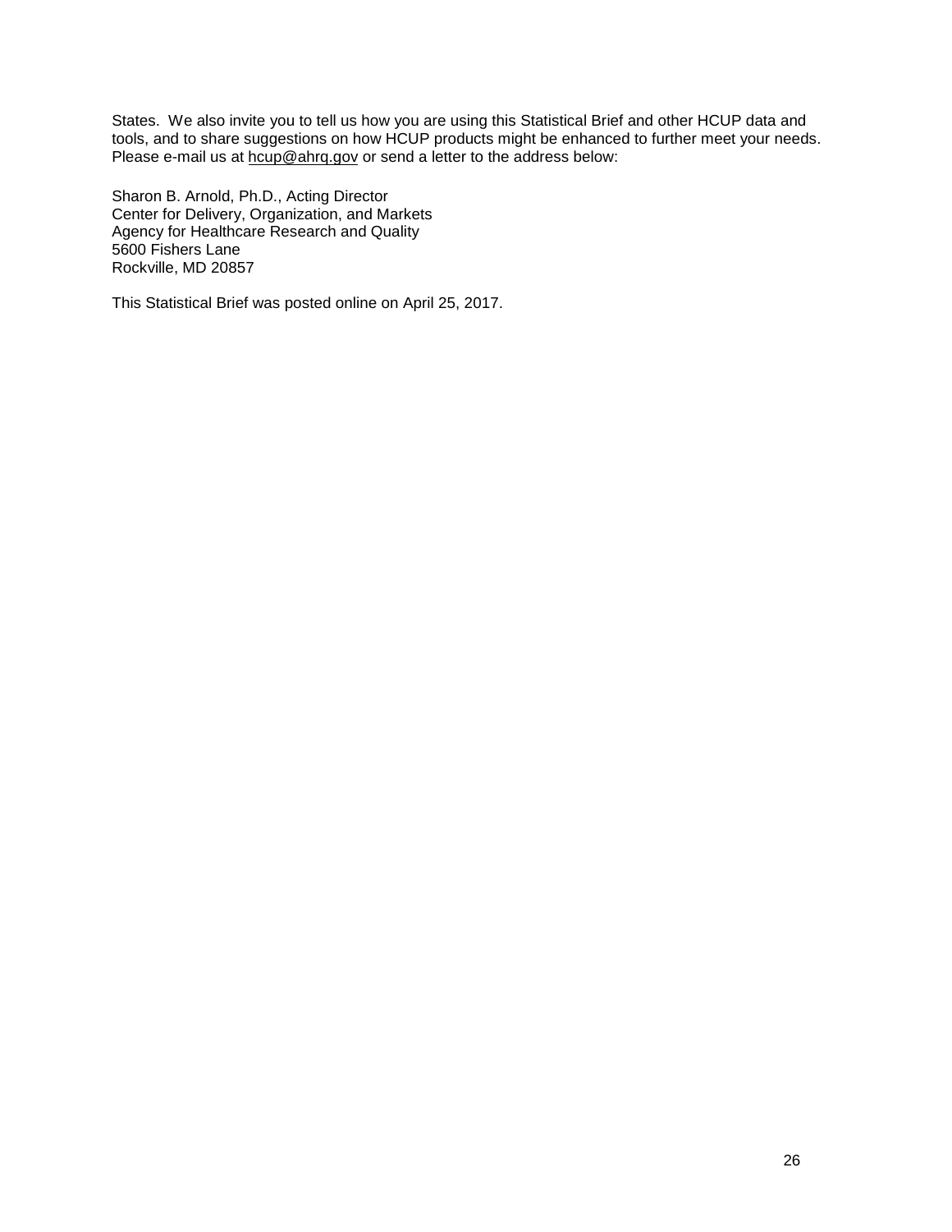States. We also invite you to tell us how you are using this Statistical Brief and other HCUP data and tools, and to share suggestions on how HCUP products might be enhanced to further meet your needs. Please e-mail us at hcup@ahrq.gov or send a letter to the address below:

Sharon B. Arnold, Ph.D., Acting Director
Center for Delivery, Organization, and Markets
Agency for Healthcare Research and Quality
5600 Fishers Lane
Rockville, MD 20857

This Statistical Brief was posted online on April 25, 2017.